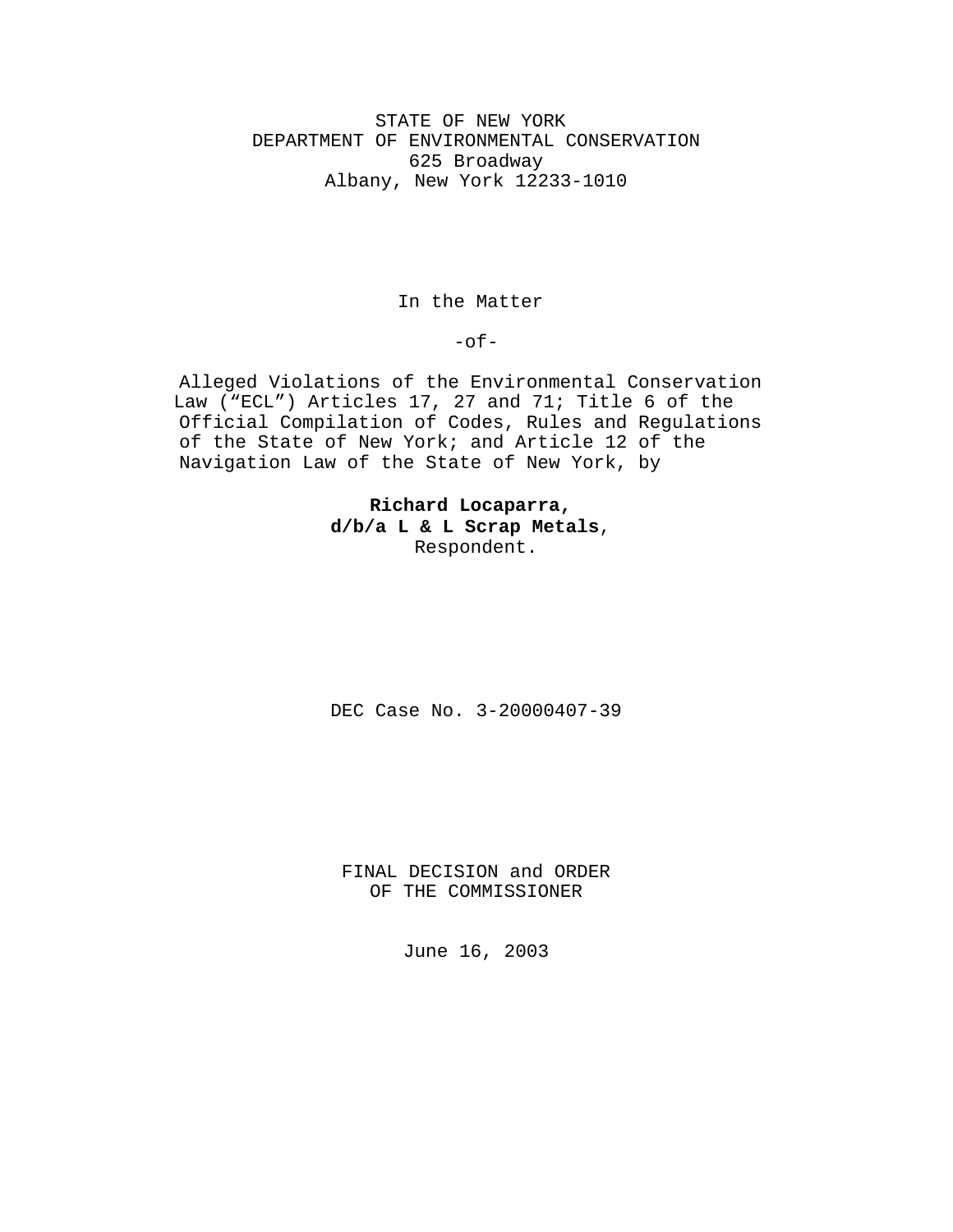STATE OF NEW YORK
DEPARTMENT OF ENVIRONMENTAL CONSERVATION
625 Broadway
Albany, New York 12233-1010

In the Matter

-of-

Alleged Violations of the Environmental Conservation Law ("ECL") Articles 17, 27 and 71; Title 6 of the Official Compilation of Codes, Rules and Regulations of the State of New York; and Article 12 of the Navigation Law of the State of New York, by

**Richard Locaparra,**
**d/b/a L & L Scrap Metals**,
Respondent.

DEC Case No. 3-20000407-39

FINAL DECISION and ORDER
OF THE COMMISSIONER

June 16, 2003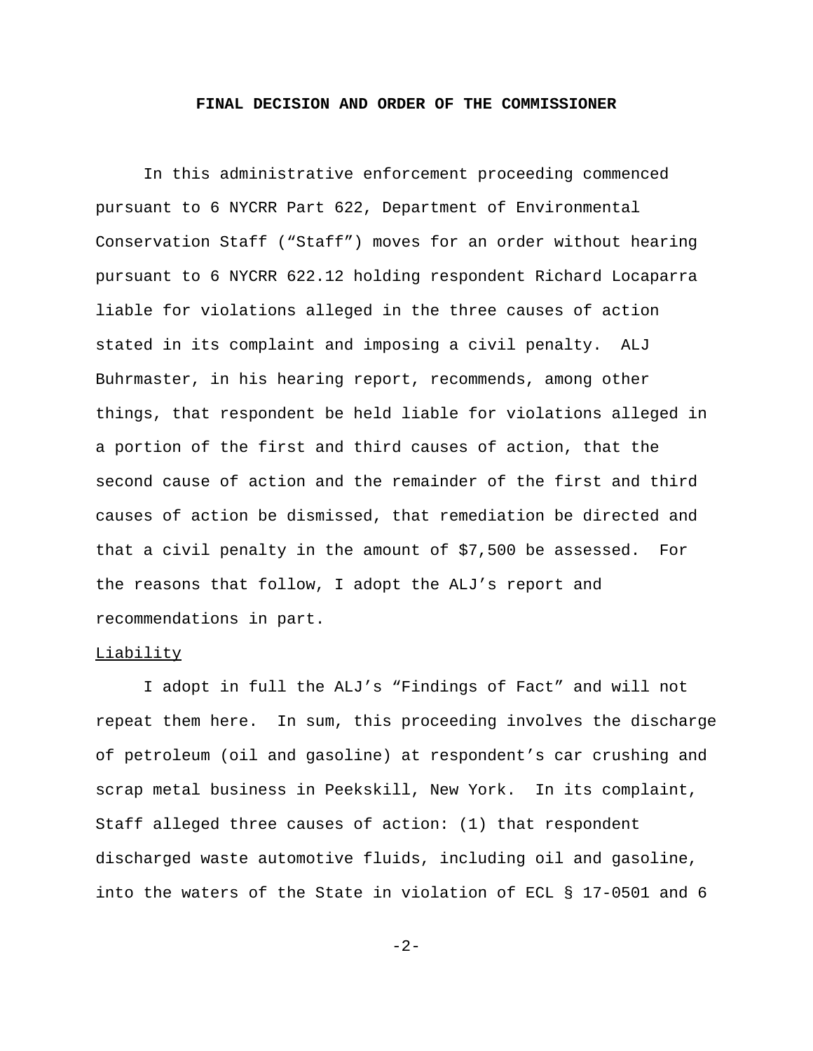**FINAL DECISION AND ORDER OF THE COMMISSIONER**

In this administrative enforcement proceeding commenced pursuant to 6 NYCRR Part 622, Department of Environmental Conservation Staff ("Staff") moves for an order without hearing pursuant to 6 NYCRR 622.12 holding respondent Richard Locaparra liable for violations alleged in the three causes of action stated in its complaint and imposing a civil penalty. ALJ Buhrmaster, in his hearing report, recommends, among other things, that respondent be held liable for violations alleged in a portion of the first and third causes of action, that the second cause of action and the remainder of the first and third causes of action be dismissed, that remediation be directed and that a civil penalty in the amount of $7,500 be assessed. For the reasons that follow, I adopt the ALJ's report and recommendations in part.

<u>Liability</u>

I adopt in full the ALJ's "Findings of Fact" and will not repeat them here. In sum, this proceeding involves the discharge of petroleum (oil and gasoline) at respondent's car crushing and scrap metal business in Peekskill, New York. In its complaint, Staff alleged three causes of action: (1) that respondent discharged waste automotive fluids, including oil and gasoline, into the waters of the State in violation of ECL § 17-0501 and 6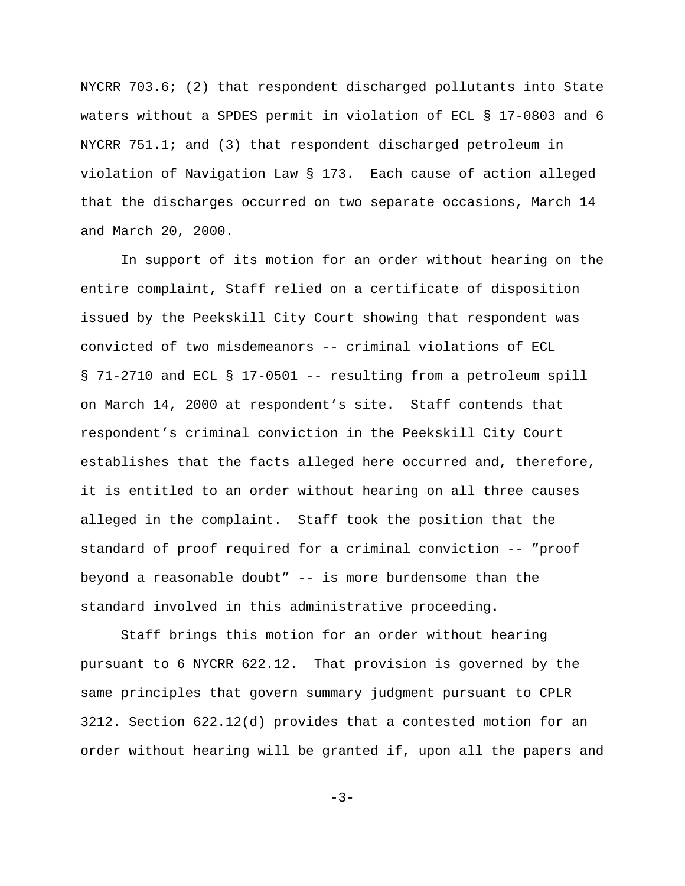NYCRR 703.6; (2) that respondent discharged pollutants into State waters without a SPDES permit in violation of ECL § 17-0803 and 6 NYCRR 751.1; and (3) that respondent discharged petroleum in violation of Navigation Law § 173. Each cause of action alleged that the discharges occurred on two separate occasions, March 14 and March 20, 2000.

In support of its motion for an order without hearing on the entire complaint, Staff relied on a certificate of disposition issued by the Peekskill City Court showing that respondent was convicted of two misdemeanors -- criminal violations of ECL § 71-2710 and ECL § 17-0501 -- resulting from a petroleum spill on March 14, 2000 at respondent's site. Staff contends that respondent's criminal conviction in the Peekskill City Court establishes that the facts alleged here occurred and, therefore, it is entitled to an order without hearing on all three causes alleged in the complaint. Staff took the position that the standard of proof required for a criminal conviction -- "proof beyond a reasonable doubt" -- is more burdensome than the standard involved in this administrative proceeding.

Staff brings this motion for an order without hearing pursuant to 6 NYCRR 622.12. That provision is governed by the same principles that govern summary judgment pursuant to CPLR 3212. Section 622.12(d) provides that a contested motion for an order without hearing will be granted if, upon all the papers and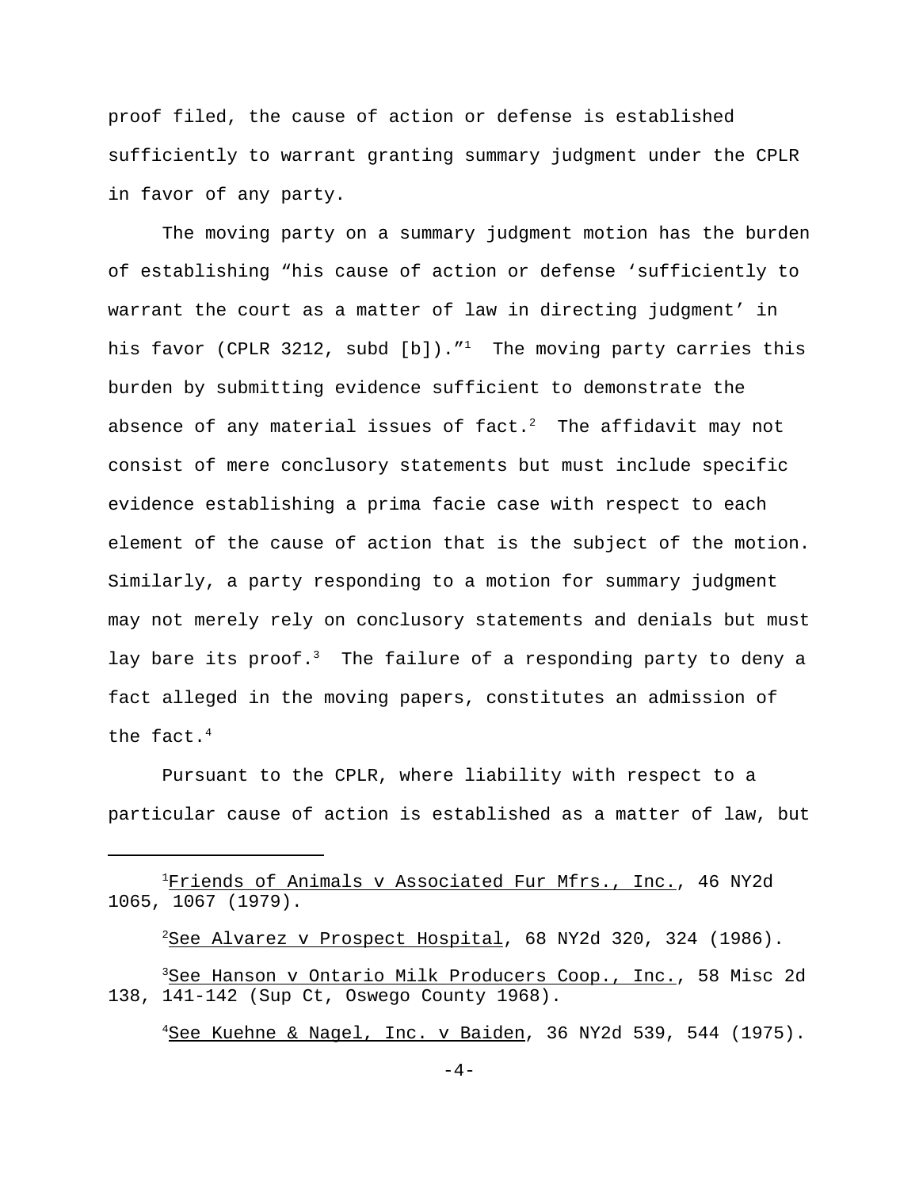proof filed, the cause of action or defense is established sufficiently to warrant granting summary judgment under the CPLR in favor of any party.

The moving party on a summary judgment motion has the burden of establishing "his cause of action or defense 'sufficiently to warrant the court as a matter of law in directing judgment' in his favor (CPLR 3212, subd [b])."[1] The moving party carries this burden by submitting evidence sufficient to demonstrate the absence of any material issues of fact.[2] The affidavit may not consist of mere conclusory statements but must include specific evidence establishing a prima facie case with respect to each element of the cause of action that is the subject of the motion. Similarly, a party responding to a motion for summary judgment may not merely rely on conclusory statements and denials but must lay bare its proof.[3] The failure of a responding party to deny a fact alleged in the moving papers, constitutes an admission of the fact.[4]

Pursuant to the CPLR, where liability with respect to a particular cause of action is established as a matter of law, but

---

[1] Friends of Animals v Associated Fur Mfrs., Inc., 46 NY2d 1065, 1067 (1979).

[2] See Alvarez v Prospect Hospital, 68 NY2d 320, 324 (1986).

[3] See Hanson v Ontario Milk Producers Coop., Inc., 58 Misc 2d 138, 141-142 (Sup Ct, Oswego County 1968).

[4] See Kuehne & Nagel, Inc. v Baiden, 36 NY2d 539, 544 (1975).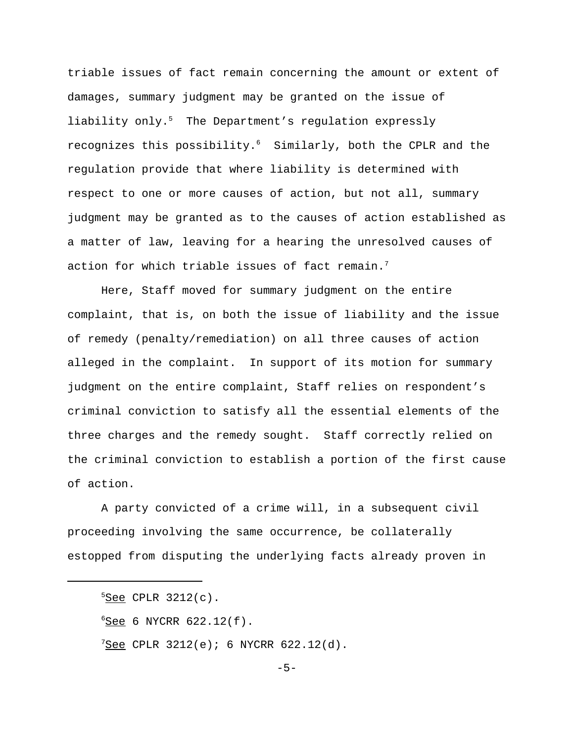triable issues of fact remain concerning the amount or extent of damages, summary judgment may be granted on the issue of liability only.[5] The Department's regulation expressly recognizes this possibility.[6] Similarly, both the CPLR and the regulation provide that where liability is determined with respect to one or more causes of action, but not all, summary judgment may be granted as to the causes of action established as a matter of law, leaving for a hearing the unresolved causes of action for which triable issues of fact remain.[7]

Here, Staff moved for summary judgment on the entire complaint, that is, on both the issue of liability and the issue of remedy (penalty/remediation) on all three causes of action alleged in the complaint. In support of its motion for summary judgment on the entire complaint, Staff relies on respondent's criminal conviction to satisfy all the essential elements of the three charges and the remedy sought. Staff correctly relied on the criminal conviction to establish a portion of the first cause of action.

A party convicted of a crime will, in a subsequent civil proceeding involving the same occurrence, be collaterally estopped from disputing the underlying facts already proven in

---

[5] See CPLR 3212(c).

[6] See 6 NYCRR 622.12(f).

[7] See CPLR 3212(e); 6 NYCRR 622.12(d).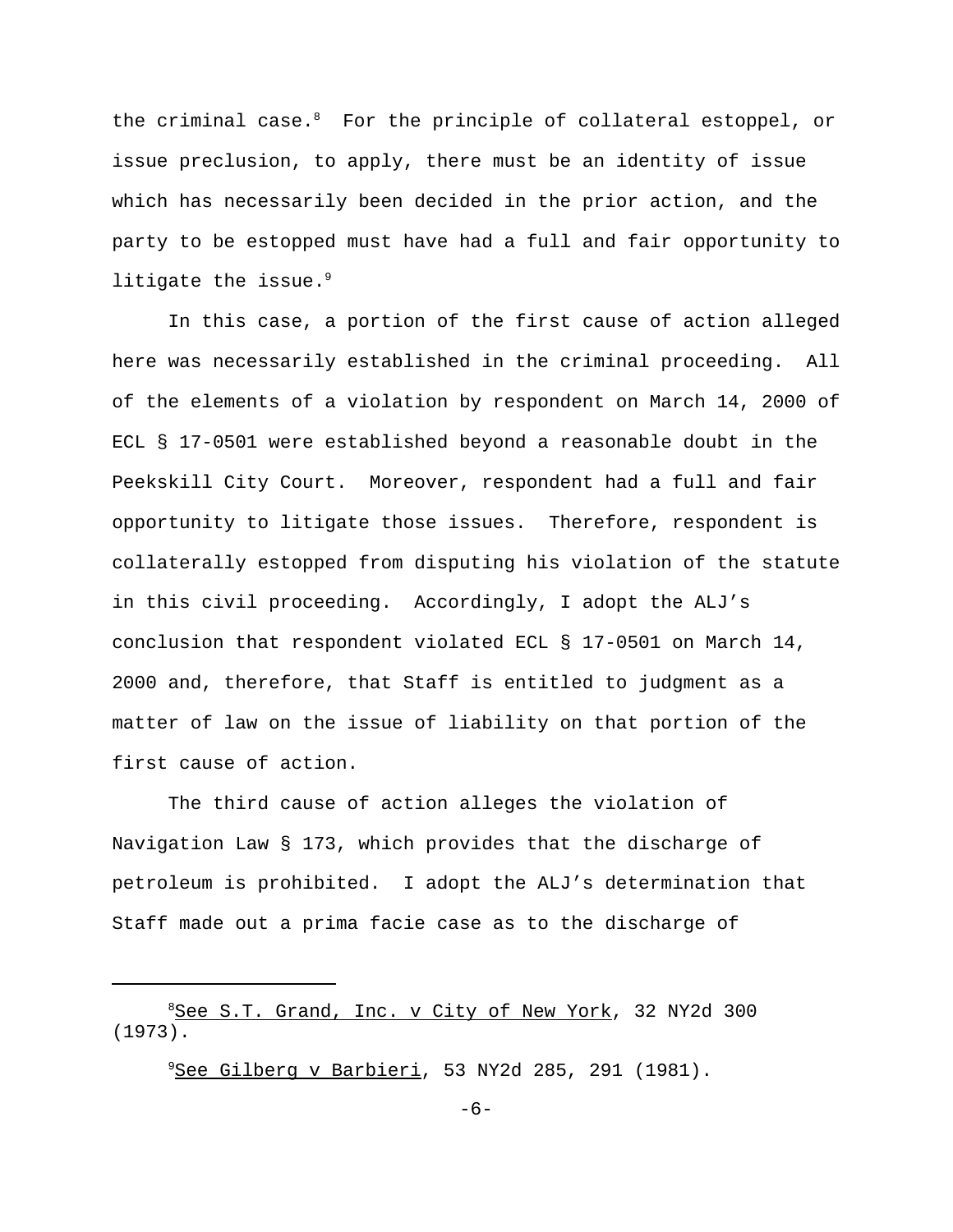the criminal case.[8] For the principle of collateral estoppel, or issue preclusion, to apply, there must be an identity of issue which has necessarily been decided in the prior action, and the party to be estopped must have had a full and fair opportunity to litigate the issue.[9]

In this case, a portion of the first cause of action alleged here was necessarily established in the criminal proceeding. All of the elements of a violation by respondent on March 14, 2000 of ECL § 17-0501 were established beyond a reasonable doubt in the Peekskill City Court. Moreover, respondent had a full and fair opportunity to litigate those issues. Therefore, respondent is collaterally estopped from disputing his violation of the statute in this civil proceeding. Accordingly, I adopt the ALJ's conclusion that respondent violated ECL § 17-0501 on March 14, 2000 and, therefore, that Staff is entitled to judgment as a matter of law on the issue of liability on that portion of the first cause of action.

The third cause of action alleges the violation of Navigation Law § 173, which provides that the discharge of petroleum is prohibited. I adopt the ALJ's determination that Staff made out a prima facie case as to the discharge of

---

[8] <u>See S.T. Grand, Inc. v City of New York</u>, 32 NY2d 300 (1973).

[9] <u>See Gilberg v Barbieri</u>, 53 NY2d 285, 291 (1981).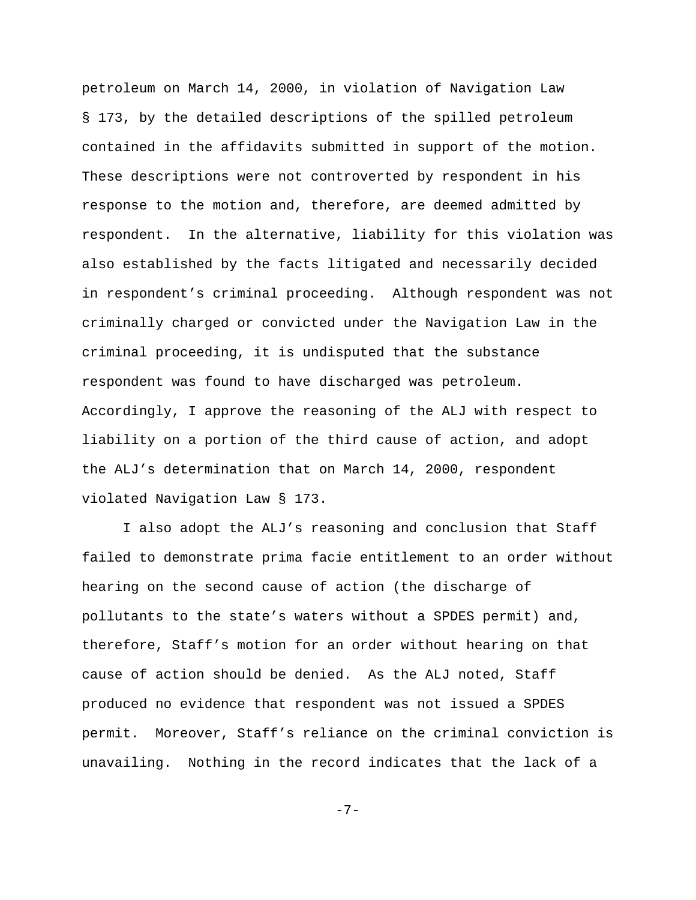petroleum on March 14, 2000, in violation of Navigation Law § 173, by the detailed descriptions of the spilled petroleum contained in the affidavits submitted in support of the motion. These descriptions were not controverted by respondent in his response to the motion and, therefore, are deemed admitted by respondent. In the alternative, liability for this violation was also established by the facts litigated and necessarily decided in respondent's criminal proceeding. Although respondent was not criminally charged or convicted under the Navigation Law in the criminal proceeding, it is undisputed that the substance respondent was found to have discharged was petroleum. Accordingly, I approve the reasoning of the ALJ with respect to liability on a portion of the third cause of action, and adopt the ALJ's determination that on March 14, 2000, respondent violated Navigation Law § 173.

I also adopt the ALJ's reasoning and conclusion that Staff failed to demonstrate prima facie entitlement to an order without hearing on the second cause of action (the discharge of pollutants to the state's waters without a SPDES permit) and, therefore, Staff's motion for an order without hearing on that cause of action should be denied. As the ALJ noted, Staff produced no evidence that respondent was not issued a SPDES permit. Moreover, Staff's reliance on the criminal conviction is unavailing. Nothing in the record indicates that the lack of a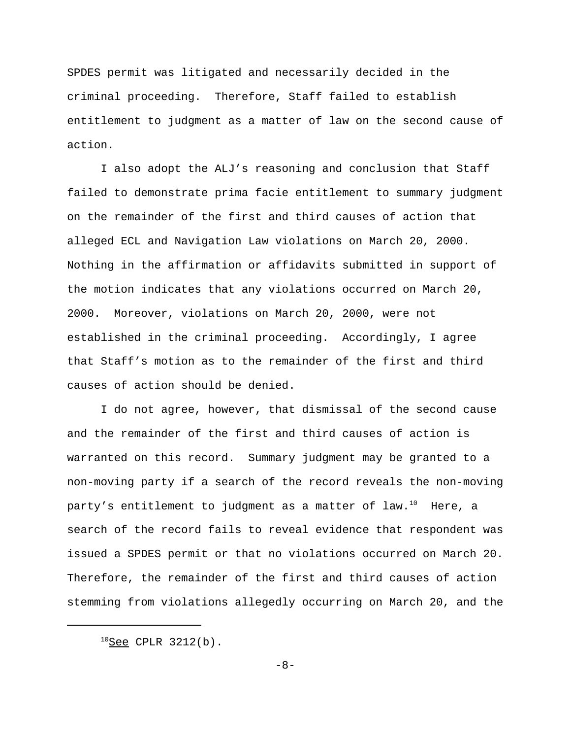SPDES permit was litigated and necessarily decided in the criminal proceeding. Therefore, Staff failed to establish entitlement to judgment as a matter of law on the second cause of action.

I also adopt the ALJ's reasoning and conclusion that Staff failed to demonstrate prima facie entitlement to summary judgment on the remainder of the first and third causes of action that alleged ECL and Navigation Law violations on March 20, 2000. Nothing in the affirmation or affidavits submitted in support of the motion indicates that any violations occurred on March 20, 2000. Moreover, violations on March 20, 2000, were not established in the criminal proceeding. Accordingly, I agree that Staff's motion as to the remainder of the first and third causes of action should be denied.

I do not agree, however, that dismissal of the second cause and the remainder of the first and third causes of action is warranted on this record. Summary judgment may be granted to a non-moving party if a search of the record reveals the non-moving party's entitlement to judgment as a matter of law.[10] Here, a search of the record fails to reveal evidence that respondent was issued a SPDES permit or that no violations occurred on March 20. Therefore, the remainder of the first and third causes of action stemming from violations allegedly occurring on March 20, and the

---

[10] See CPLR 3212(b).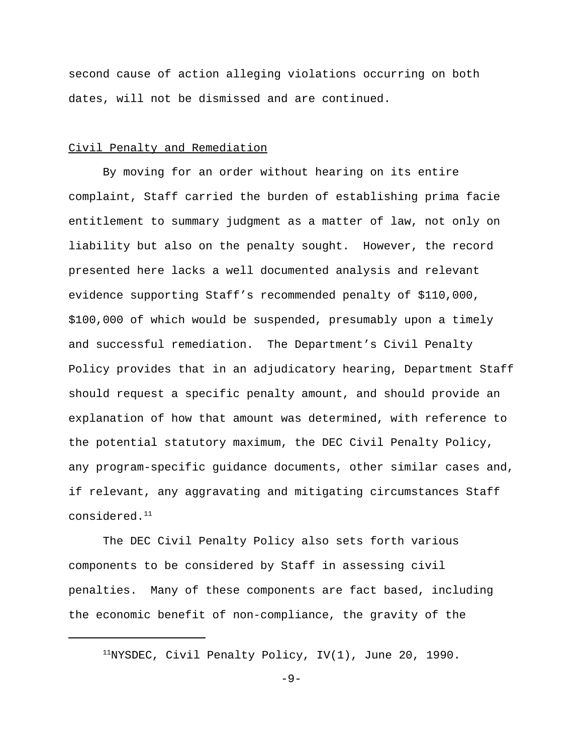second cause of action alleging violations occurring on both dates, will not be dismissed and are continued.

Civil Penalty and Remediation

By moving for an order without hearing on its entire complaint, Staff carried the burden of establishing prima facie entitlement to summary judgment as a matter of law, not only on liability but also on the penalty sought. However, the record presented here lacks a well documented analysis and relevant evidence supporting Staff’s recommended penalty of $110,000, $100,000 of which would be suspended, presumably upon a timely and successful remediation. The Department’s Civil Penalty Policy provides that in an adjudicatory hearing, Department Staff should request a specific penalty amount, and should provide an explanation of how that amount was determined, with reference to the potential statutory maximum, the DEC Civil Penalty Policy, any program-specific guidance documents, other similar cases and, if relevant, any aggravating and mitigating circumstances Staff considered.[11]

The DEC Civil Penalty Policy also sets forth various components to be considered by Staff in assessing civil penalties. Many of these components are fact based, including the economic benefit of non-compliance, the gravity of the

[11]NYSDEC, Civil Penalty Policy, IV(1), June 20, 1990.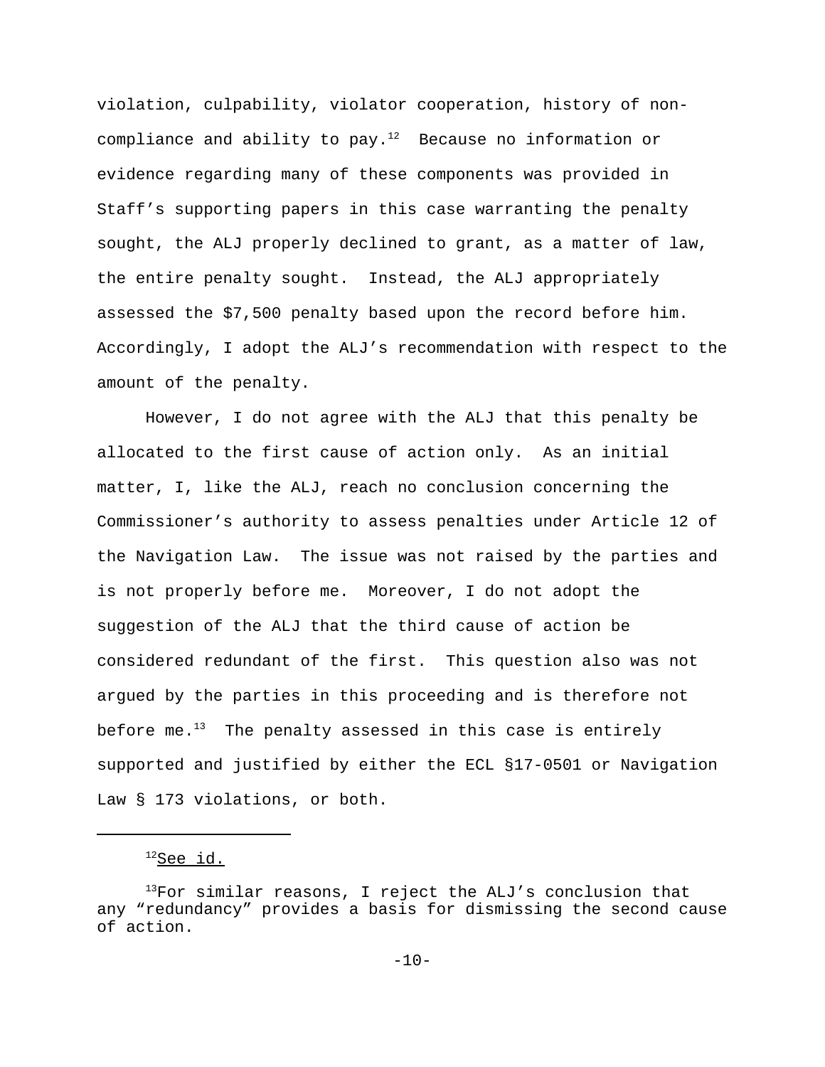violation, culpability, violator cooperation, history of non-compliance and ability to pay.[12] Because no information or evidence regarding many of these components was provided in Staff's supporting papers in this case warranting the penalty sought, the ALJ properly declined to grant, as a matter of law, the entire penalty sought. Instead, the ALJ appropriately assessed the $7,500 penalty based upon the record before him. Accordingly, I adopt the ALJ's recommendation with respect to the amount of the penalty.

However, I do not agree with the ALJ that this penalty be allocated to the first cause of action only. As an initial matter, I, like the ALJ, reach no conclusion concerning the Commissioner's authority to assess penalties under Article 12 of the Navigation Law. The issue was not raised by the parties and is not properly before me. Moreover, I do not adopt the suggestion of the ALJ that the third cause of action be considered redundant of the first. This question also was not argued by the parties in this proceeding and is therefore not before me.[13] The penalty assessed in this case is entirely supported and justified by either the ECL §17-0501 or Navigation Law § 173 violations, or both.

---

[12] See id.

[13] For similar reasons, I reject the ALJ's conclusion that any "redundancy" provides a basis for dismissing the second cause of action.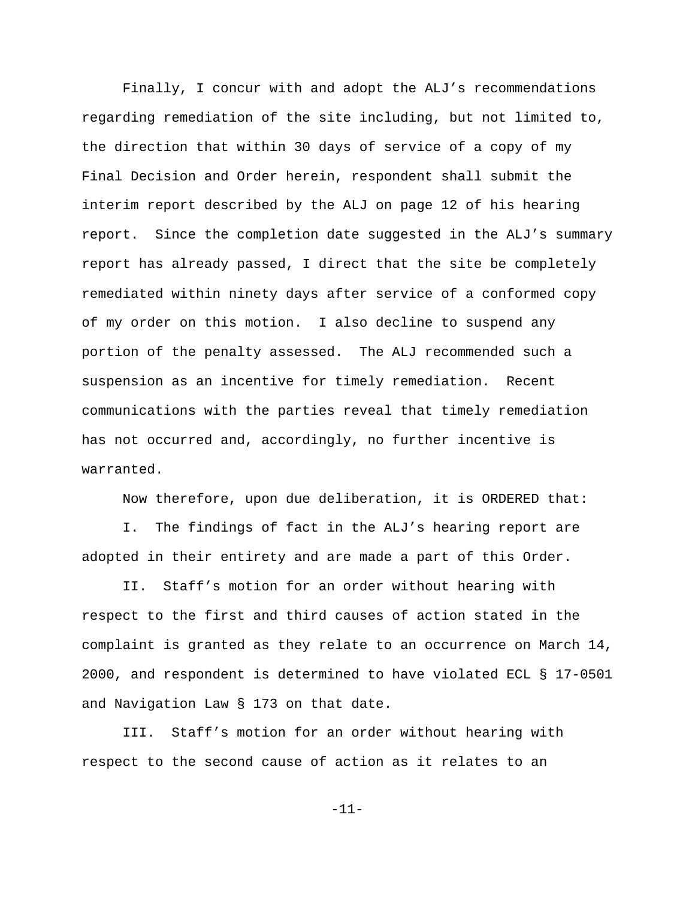Finally, I concur with and adopt the ALJ's recommendations regarding remediation of the site including, but not limited to, the direction that within 30 days of service of a copy of my Final Decision and Order herein, respondent shall submit the interim report described by the ALJ on page 12 of his hearing report. Since the completion date suggested in the ALJ's summary report has already passed, I direct that the site be completely remediated within ninety days after service of a conformed copy of my order on this motion. I also decline to suspend any portion of the penalty assessed. The ALJ recommended such a suspension as an incentive for timely remediation. Recent communications with the parties reveal that timely remediation has not occurred and, accordingly, no further incentive is warranted.

Now therefore, upon due deliberation, it is ORDERED that:

I. The findings of fact in the ALJ's hearing report are adopted in their entirety and are made a part of this Order.

II. Staff's motion for an order without hearing with respect to the first and third causes of action stated in the complaint is granted as they relate to an occurrence on March 14, 2000, and respondent is determined to have violated ECL § 17-0501 and Navigation Law § 173 on that date.

III. Staff's motion for an order without hearing with respect to the second cause of action as it relates to an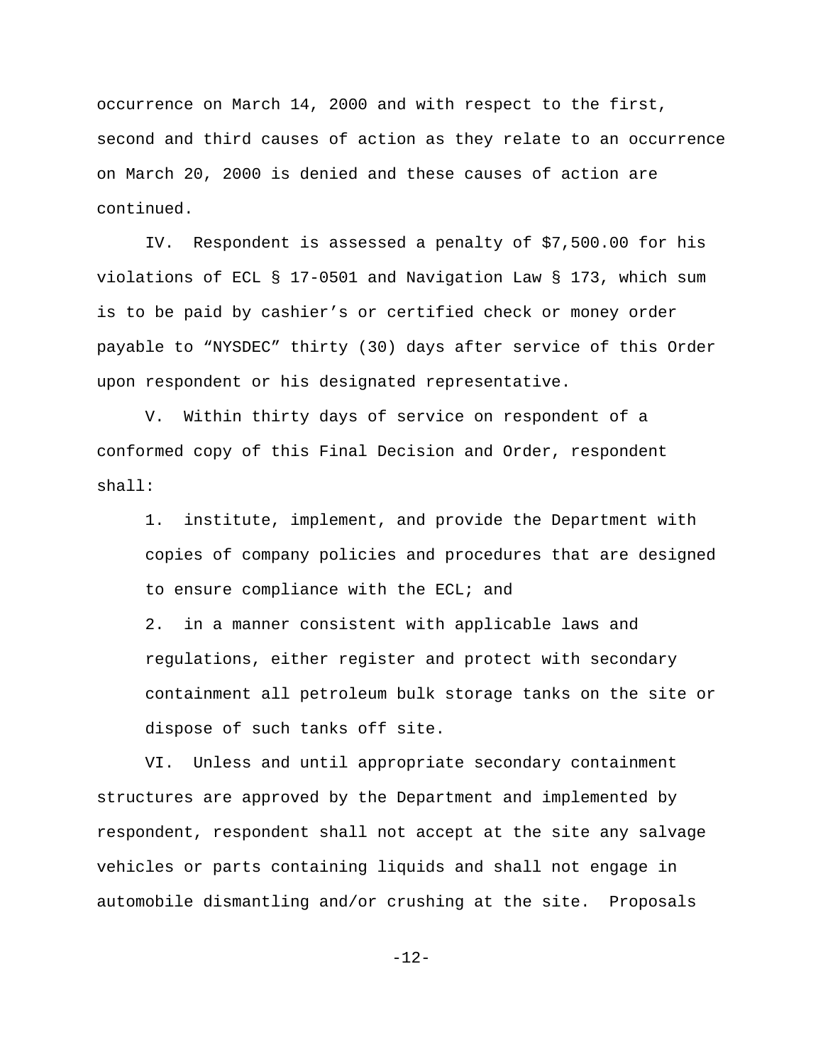occurrence on March 14, 2000 and with respect to the first, second and third causes of action as they relate to an occurrence on March 20, 2000 is denied and these causes of action are continued.

IV. Respondent is assessed a penalty of $7,500.00 for his violations of ECL § 17-0501 and Navigation Law § 173, which sum is to be paid by cashier's or certified check or money order payable to "NYSDEC" thirty (30) days after service of this Order upon respondent or his designated representative.

V. Within thirty days of service on respondent of a conformed copy of this Final Decision and Order, respondent shall:

1. institute, implement, and provide the Department with copies of company policies and procedures that are designed to ensure compliance with the ECL; and
2. in a manner consistent with applicable laws and regulations, either register and protect with secondary containment all petroleum bulk storage tanks on the site or dispose of such tanks off site.

VI. Unless and until appropriate secondary containment structures are approved by the Department and implemented by respondent, respondent shall not accept at the site any salvage vehicles or parts containing liquids and shall not engage in automobile dismantling and/or crushing at the site. Proposals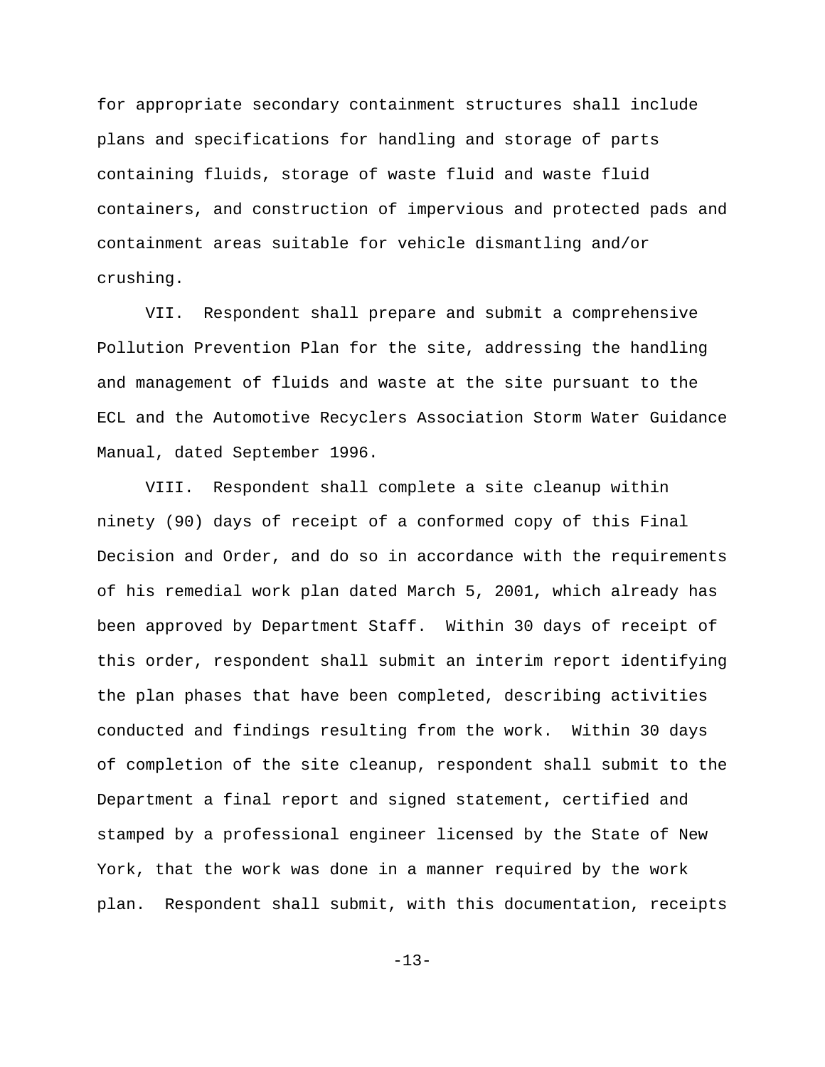for appropriate secondary containment structures shall include plans and specifications for handling and storage of parts containing fluids, storage of waste fluid and waste fluid containers, and construction of impervious and protected pads and containment areas suitable for vehicle dismantling and/or crushing.

VII. Respondent shall prepare and submit a comprehensive Pollution Prevention Plan for the site, addressing the handling and management of fluids and waste at the site pursuant to the ECL and the Automotive Recyclers Association Storm Water Guidance Manual, dated September 1996.

VIII. Respondent shall complete a site cleanup within ninety (90) days of receipt of a conformed copy of this Final Decision and Order, and do so in accordance with the requirements of his remedial work plan dated March 5, 2001, which already has been approved by Department Staff. Within 30 days of receipt of this order, respondent shall submit an interim report identifying the plan phases that have been completed, describing activities conducted and findings resulting from the work. Within 30 days of completion of the site cleanup, respondent shall submit to the Department a final report and signed statement, certified and stamped by a professional engineer licensed by the State of New York, that the work was done in a manner required by the work plan. Respondent shall submit, with this documentation, receipts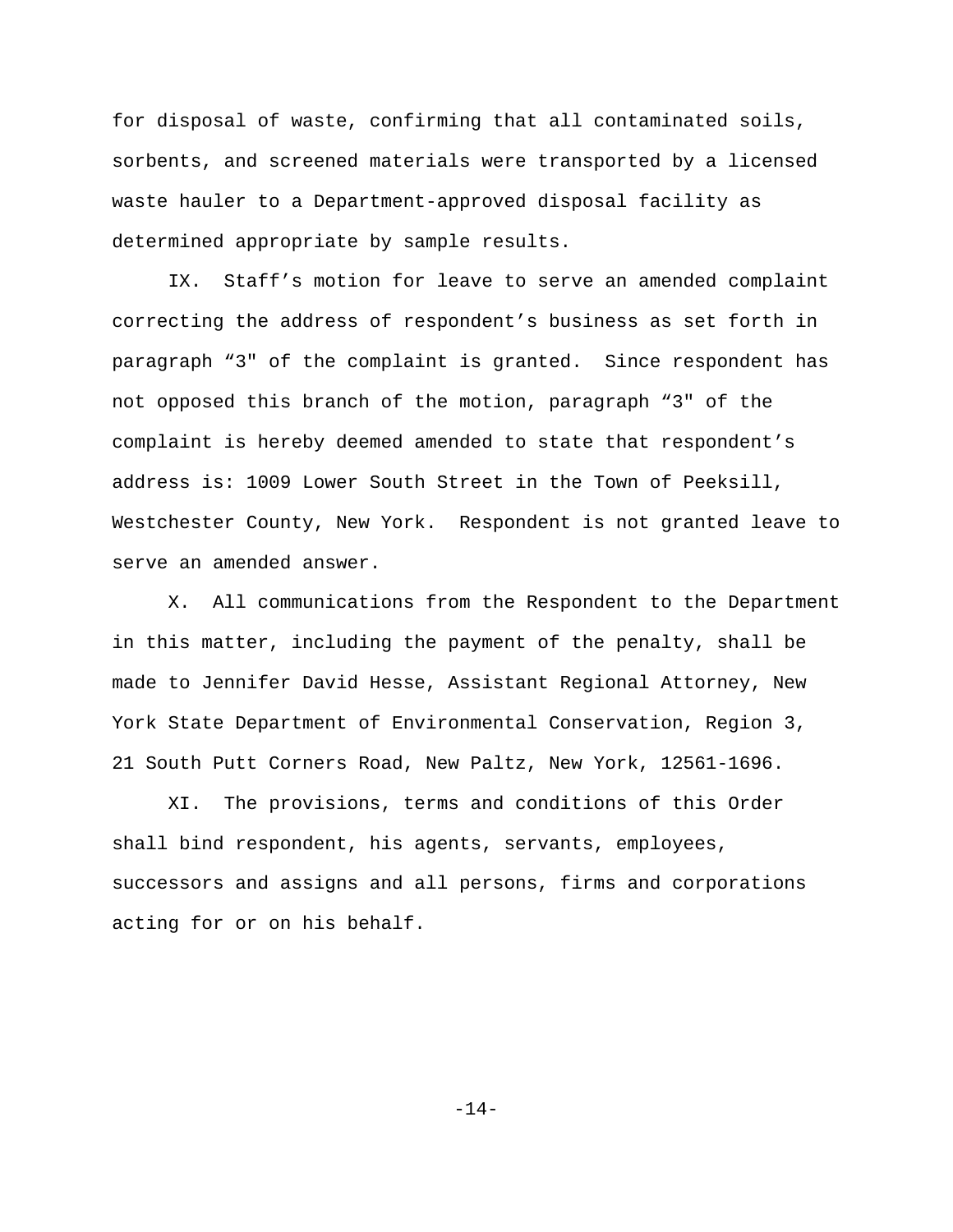for disposal of waste, confirming that all contaminated soils, sorbents, and screened materials were transported by a licensed waste hauler to a Department-approved disposal facility as determined appropriate by sample results.

IX. Staff's motion for leave to serve an amended complaint correcting the address of respondent's business as set forth in paragraph "3" of the complaint is granted. Since respondent has not opposed this branch of the motion, paragraph "3" of the complaint is hereby deemed amended to state that respondent's address is: 1009 Lower South Street in the Town of Peeksill, Westchester County, New York. Respondent is not granted leave to serve an amended answer.

X. All communications from the Respondent to the Department in this matter, including the payment of the penalty, shall be made to Jennifer David Hesse, Assistant Regional Attorney, New York State Department of Environmental Conservation, Region 3, 21 South Putt Corners Road, New Paltz, New York, 12561-1696.

XI. The provisions, terms and conditions of this Order shall bind respondent, his agents, servants, employees, successors and assigns and all persons, firms and corporations acting for or on his behalf.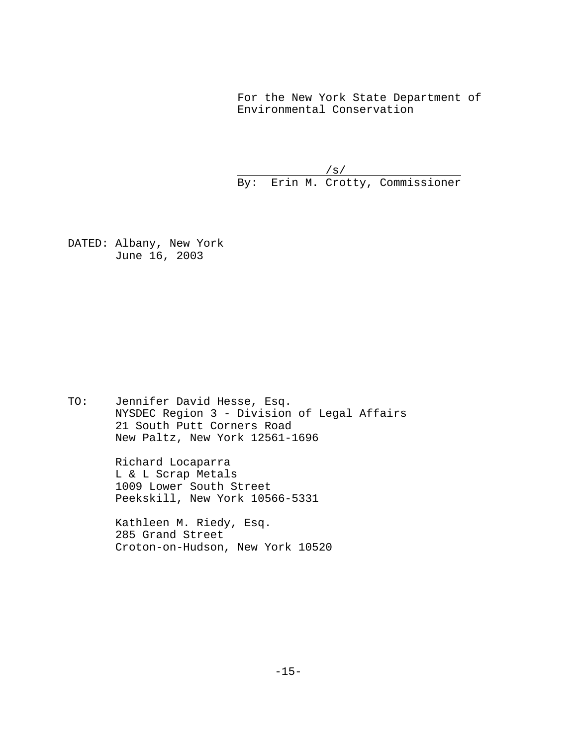For the New York State Department of Environmental Conservation

/s/

By: Erin M. Crotty, Commissioner

DATED: Albany, New York
June 16, 2003

TO: Jennifer David Hesse, Esq.
NYSDEC Region 3 - Division of Legal Affairs
21 South Putt Corners Road
New Paltz, New York 12561-1696

Richard Locaparra
L & L Scrap Metals
1009 Lower South Street
Peekskill, New York 10566-5331

Kathleen M. Riedy, Esq.
285 Grand Street
Croton-on-Hudson, New York 10520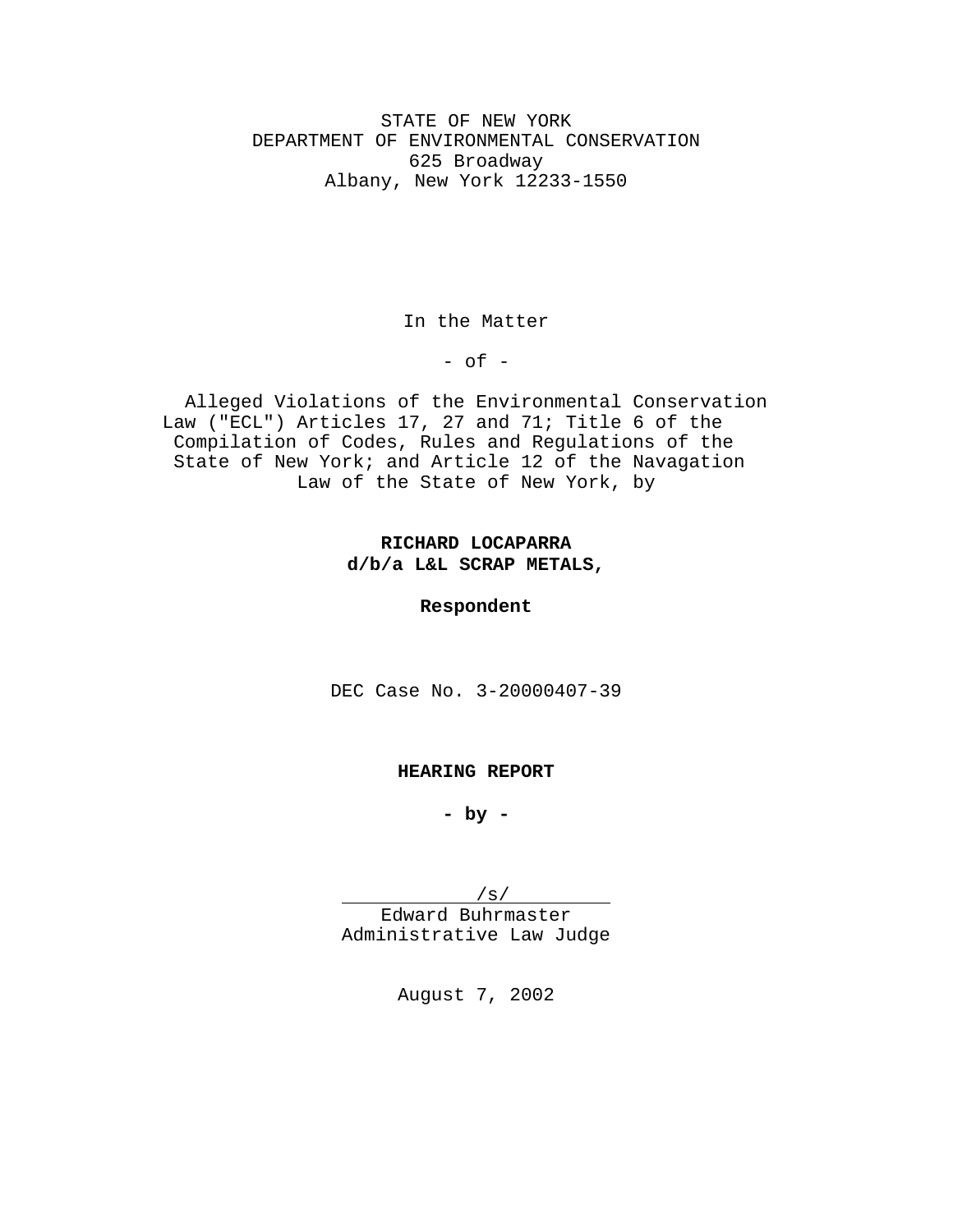STATE OF NEW YORK
DEPARTMENT OF ENVIRONMENTAL CONSERVATION
625 Broadway
Albany, New York 12233-1550

In the Matter

- of -

Alleged Violations of the Environmental Conservation Law ("ECL") Articles 17, 27 and 71; Title 6 of the Compilation of Codes, Rules and Regulations of the State of New York; and Article 12 of the Navagation Law of the State of New York, by

**RICHARD LOCAPARRA**
**d/b/a L&L SCRAP METALS,**

**Respondent**

DEC Case No. 3-20000407-39

**HEARING REPORT**

**- by -**

/s/
Edward Buhrmaster
Administrative Law Judge

August 7, 2002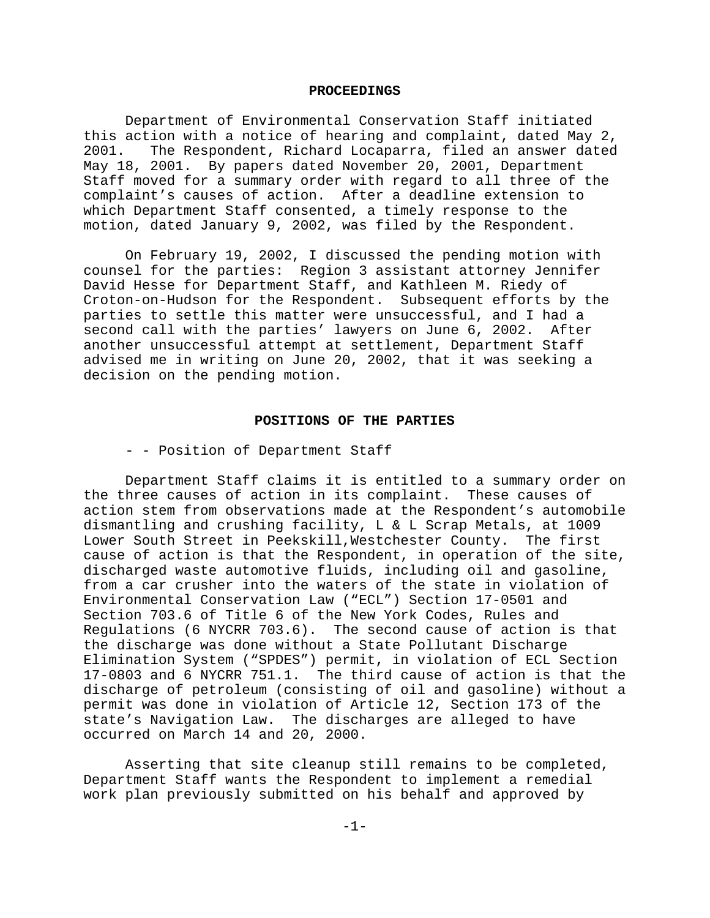## PROCEEDINGS

Department of Environmental Conservation Staff initiated this action with a notice of hearing and complaint, dated May 2, 2001. The Respondent, Richard Locaparra, filed an answer dated May 18, 2001. By papers dated November 20, 2001, Department Staff moved for a summary order with regard to all three of the complaint's causes of action. After a deadline extension to which Department Staff consented, a timely response to the motion, dated January 9, 2002, was filed by the Respondent.

On February 19, 2002, I discussed the pending motion with counsel for the parties: Region 3 assistant attorney Jennifer David Hesse for Department Staff, and Kathleen M. Riedy of Croton-on-Hudson for the Respondent. Subsequent efforts by the parties to settle this matter were unsuccessful, and I had a second call with the parties' lawyers on June 6, 2002. After another unsuccessful attempt at settlement, Department Staff advised me in writing on June 20, 2002, that it was seeking a decision on the pending motion.

## POSITIONS OF THE PARTIES

- - Position of Department Staff

Department Staff claims it is entitled to a summary order on the three causes of action in its complaint. These causes of action stem from observations made at the Respondent's automobile dismantling and crushing facility, L & L Scrap Metals, at 1009 Lower South Street in Peekskill,Westchester County. The first cause of action is that the Respondent, in operation of the site, discharged waste automotive fluids, including oil and gasoline, from a car crusher into the waters of the state in violation of Environmental Conservation Law ("ECL") Section 17-0501 and Section 703.6 of Title 6 of the New York Codes, Rules and Regulations (6 NYCRR 703.6). The second cause of action is that the discharge was done without a State Pollutant Discharge Elimination System ("SPDES") permit, in violation of ECL Section 17-0803 and 6 NYCRR 751.1. The third cause of action is that the discharge of petroleum (consisting of oil and gasoline) without a permit was done in violation of Article 12, Section 173 of the state's Navigation Law. The discharges are alleged to have occurred on March 14 and 20, 2000.

Asserting that site cleanup still remains to be completed, Department Staff wants the Respondent to implement a remedial work plan previously submitted on his behalf and approved by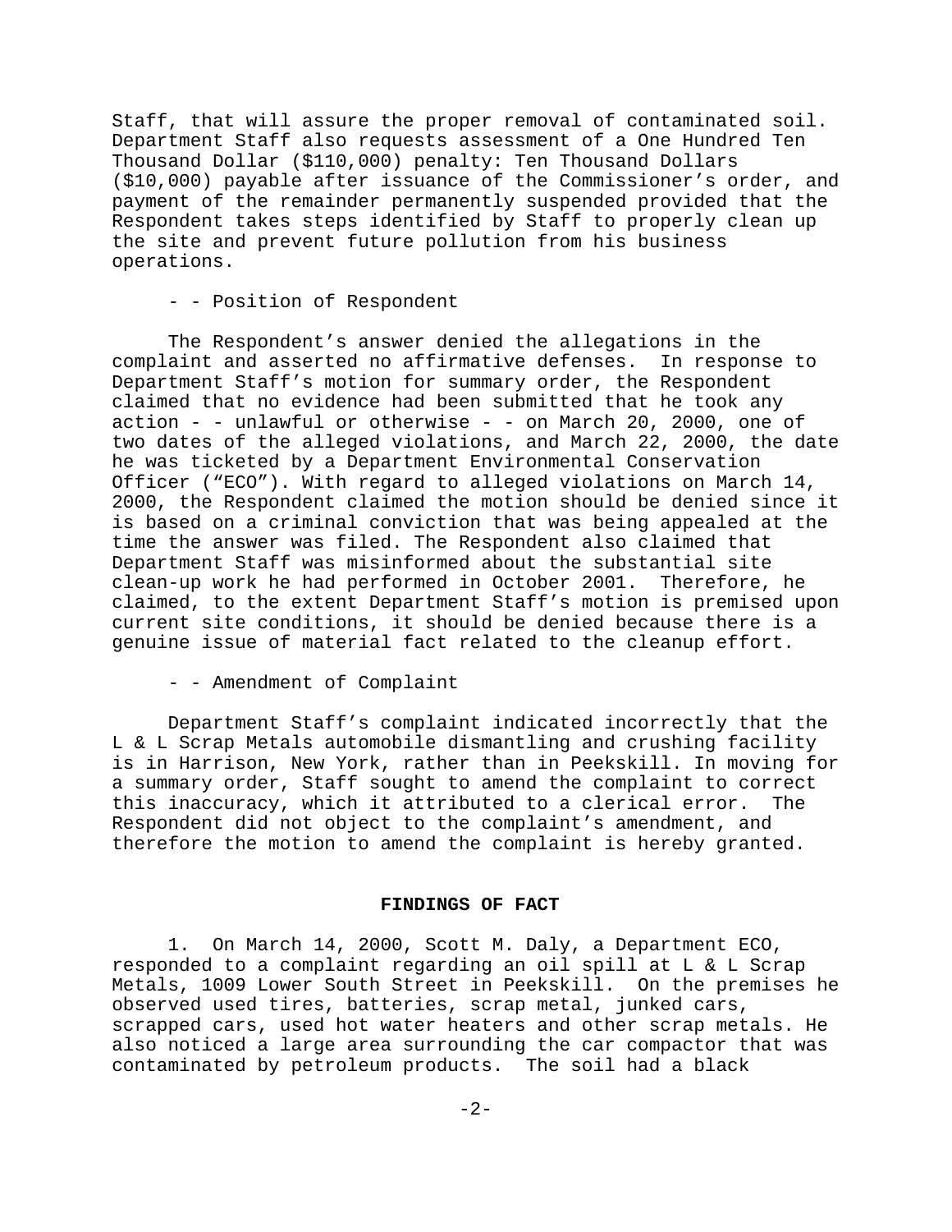Staff, that will assure the proper removal of contaminated soil. Department Staff also requests assessment of a One Hundred Ten Thousand Dollar ($110,000) penalty: Ten Thousand Dollars ($10,000) payable after issuance of the Commissioner's order, and payment of the remainder permanently suspended provided that the Respondent takes steps identified by Staff to properly clean up the site and prevent future pollution from his business operations.

- - Position of Respondent

The Respondent's answer denied the allegations in the complaint and asserted no affirmative defenses. In response to Department Staff's motion for summary order, the Respondent claimed that no evidence had been submitted that he took any action - - unlawful or otherwise - - on March 20, 2000, one of two dates of the alleged violations, and March 22, 2000, the date he was ticketed by a Department Environmental Conservation Officer ("ECO"). With regard to alleged violations on March 14, 2000, the Respondent claimed the motion should be denied since it is based on a criminal conviction that was being appealed at the time the answer was filed. The Respondent also claimed that Department Staff was misinformed about the substantial site clean-up work he had performed in October 2001. Therefore, he claimed, to the extent Department Staff's motion is premised upon current site conditions, it should be denied because there is a genuine issue of material fact related to the cleanup effort.

- - Amendment of Complaint

Department Staff's complaint indicated incorrectly that the L & L Scrap Metals automobile dismantling and crushing facility is in Harrison, New York, rather than in Peekskill. In moving for a summary order, Staff sought to amend the complaint to correct this inaccuracy, which it attributed to a clerical error. The Respondent did not object to the complaint's amendment, and therefore the motion to amend the complaint is hereby granted.

## FINDINGS OF FACT

1. On March 14, 2000, Scott M. Daly, a Department ECO, responded to a complaint regarding an oil spill at L & L Scrap Metals, 1009 Lower South Street in Peekskill. On the premises he observed used tires, batteries, scrap metal, junked cars, scrapped cars, used hot water heaters and other scrap metals. He also noticed a large area surrounding the car compactor that was contaminated by petroleum products. The soil had a black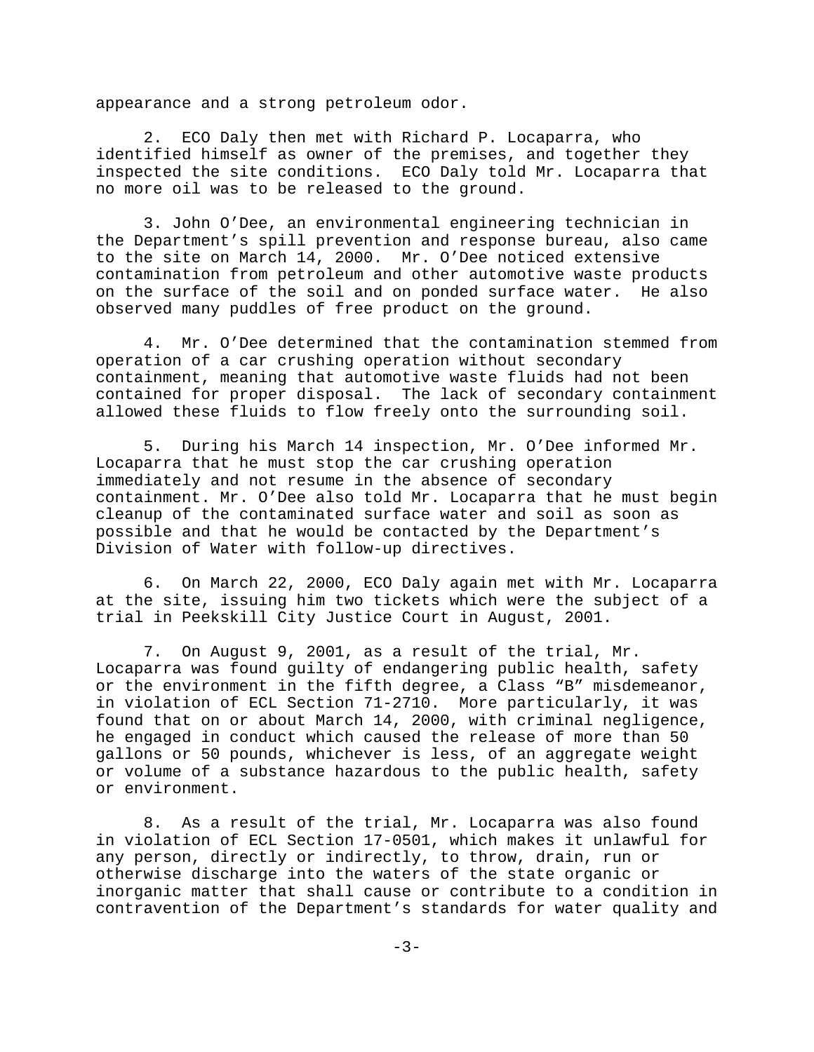appearance and a strong petroleum odor.

2. ECO Daly then met with Richard P. Locaparra, who identified himself as owner of the premises, and together they inspected the site conditions. ECO Daly told Mr. Locaparra that no more oil was to be released to the ground.

3. John O'Dee, an environmental engineering technician in the Department's spill prevention and response bureau, also came to the site on March 14, 2000. Mr. O'Dee noticed extensive contamination from petroleum and other automotive waste products on the surface of the soil and on ponded surface water. He also observed many puddles of free product on the ground.

4. Mr. O'Dee determined that the contamination stemmed from operation of a car crushing operation without secondary containment, meaning that automotive waste fluids had not been contained for proper disposal. The lack of secondary containment allowed these fluids to flow freely onto the surrounding soil.

5. During his March 14 inspection, Mr. O'Dee informed Mr. Locaparra that he must stop the car crushing operation immediately and not resume in the absence of secondary containment. Mr. O'Dee also told Mr. Locaparra that he must begin cleanup of the contaminated surface water and soil as soon as possible and that he would be contacted by the Department's Division of Water with follow-up directives.

6. On March 22, 2000, ECO Daly again met with Mr. Locaparra at the site, issuing him two tickets which were the subject of a trial in Peekskill City Justice Court in August, 2001.

7. On August 9, 2001, as a result of the trial, Mr. Locaparra was found guilty of endangering public health, safety or the environment in the fifth degree, a Class "B" misdemeanor, in violation of ECL Section 71-2710. More particularly, it was found that on or about March 14, 2000, with criminal negligence, he engaged in conduct which caused the release of more than 50 gallons or 50 pounds, whichever is less, of an aggregate weight or volume of a substance hazardous to the public health, safety or environment.

8. As a result of the trial, Mr. Locaparra was also found in violation of ECL Section 17-0501, which makes it unlawful for any person, directly or indirectly, to throw, drain, run or otherwise discharge into the waters of the state organic or inorganic matter that shall cause or contribute to a condition in contravention of the Department's standards for water quality and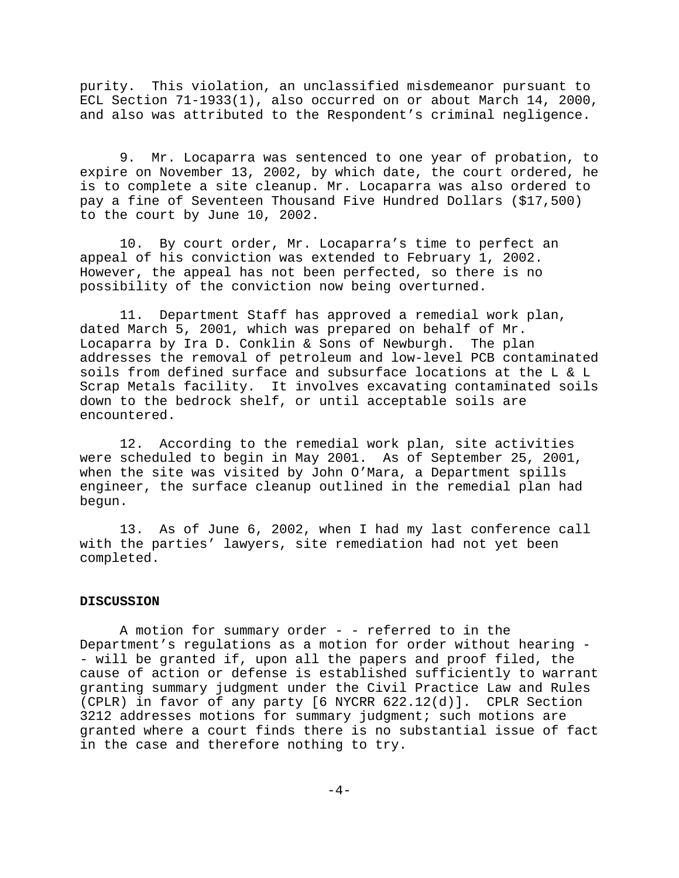purity. This violation, an unclassified misdemeanor pursuant to ECL Section 71-1933(1), also occurred on or about March 14, 2000, and also was attributed to the Respondent's criminal negligence.

9. Mr. Locaparra was sentenced to one year of probation, to expire on November 13, 2002, by which date, the court ordered, he is to complete a site cleanup. Mr. Locaparra was also ordered to pay a fine of Seventeen Thousand Five Hundred Dollars ($17,500) to the court by June 10, 2002.

10. By court order, Mr. Locaparra's time to perfect an appeal of his conviction was extended to February 1, 2002. However, the appeal has not been perfected, so there is no possibility of the conviction now being overturned.

11. Department Staff has approved a remedial work plan, dated March 5, 2001, which was prepared on behalf of Mr. Locaparra by Ira D. Conklin & Sons of Newburgh. The plan addresses the removal of petroleum and low-level PCB contaminated soils from defined surface and subsurface locations at the L & L Scrap Metals facility. It involves excavating contaminated soils down to the bedrock shelf, or until acceptable soils are encountered.

12. According to the remedial work plan, site activities were scheduled to begin in May 2001. As of September 25, 2001, when the site was visited by John O'Mara, a Department spills engineer, the surface cleanup outlined in the remedial plan had begun.

13. As of June 6, 2002, when I had my last conference call with the parties' lawyers, site remediation had not yet been completed.

**DISCUSSION**

A motion for summary order - - referred to in the Department's regulations as a motion for order without hearing - - will be granted if, upon all the papers and proof filed, the cause of action or defense is established sufficiently to warrant granting summary judgment under the Civil Practice Law and Rules (CPLR) in favor of any party [6 NYCRR 622.12(d)]. CPLR Section 3212 addresses motions for summary judgment; such motions are granted where a court finds there is no substantial issue of fact in the case and therefore nothing to try.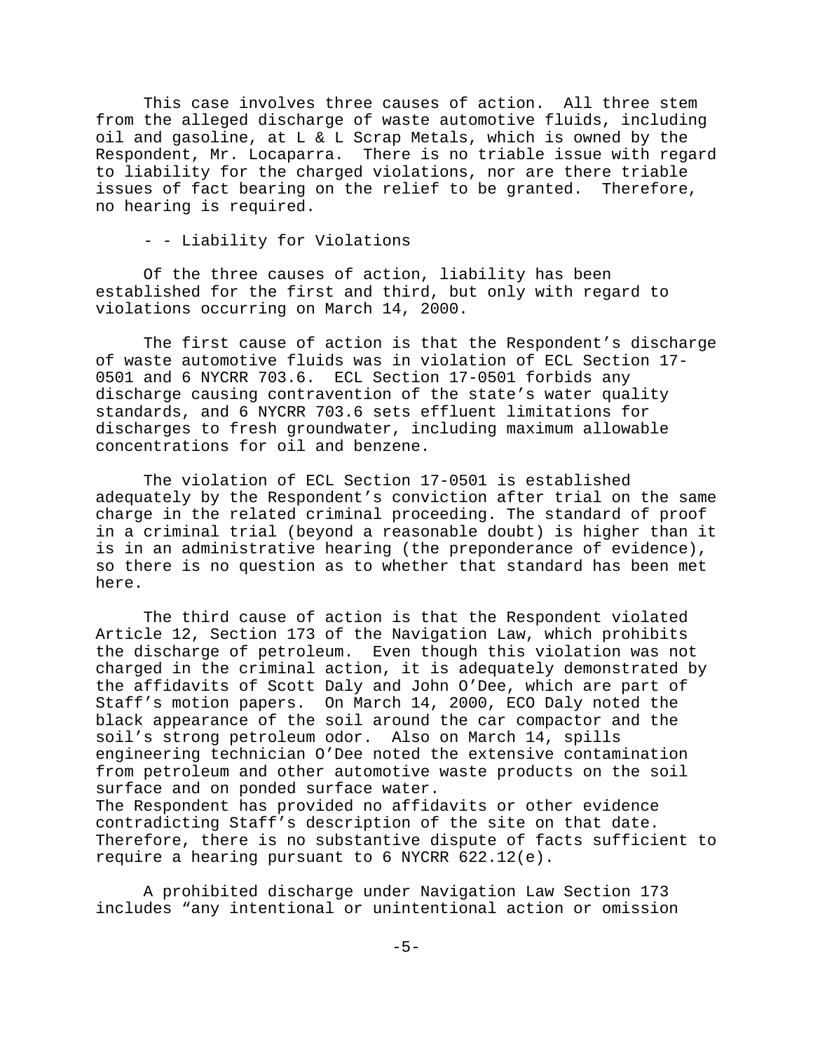This case involves three causes of action. All three stem from the alleged discharge of waste automotive fluids, including oil and gasoline, at L & L Scrap Metals, which is owned by the Respondent, Mr. Locaparra. There is no triable issue with regard to liability for the charged violations, nor are there triable issues of fact bearing on the relief to be granted. Therefore, no hearing is required.

- - Liability for Violations

Of the three causes of action, liability has been established for the first and third, but only with regard to violations occurring on March 14, 2000.

The first cause of action is that the Respondent's discharge of waste automotive fluids was in violation of ECL Section 17-0501 and 6 NYCRR 703.6. ECL Section 17-0501 forbids any discharge causing contravention of the state's water quality standards, and 6 NYCRR 703.6 sets effluent limitations for discharges to fresh groundwater, including maximum allowable concentrations for oil and benzene.

The violation of ECL Section 17-0501 is established adequately by the Respondent's conviction after trial on the same charge in the related criminal proceeding. The standard of proof in a criminal trial (beyond a reasonable doubt) is higher than it is in an administrative hearing (the preponderance of evidence), so there is no question as to whether that standard has been met here.

The third cause of action is that the Respondent violated Article 12, Section 173 of the Navigation Law, which prohibits the discharge of petroleum. Even though this violation was not charged in the criminal action, it is adequately demonstrated by the affidavits of Scott Daly and John O'Dee, which are part of Staff's motion papers. On March 14, 2000, ECO Daly noted the black appearance of the soil around the car compactor and the soil's strong petroleum odor. Also on March 14, spills engineering technician O'Dee noted the extensive contamination from petroleum and other automotive waste products on the soil surface and on ponded surface water.
The Respondent has provided no affidavits or other evidence contradicting Staff's description of the site on that date. Therefore, there is no substantive dispute of facts sufficient to require a hearing pursuant to 6 NYCRR 622.12(e).

A prohibited discharge under Navigation Law Section 173 includes "any intentional or unintentional action or omission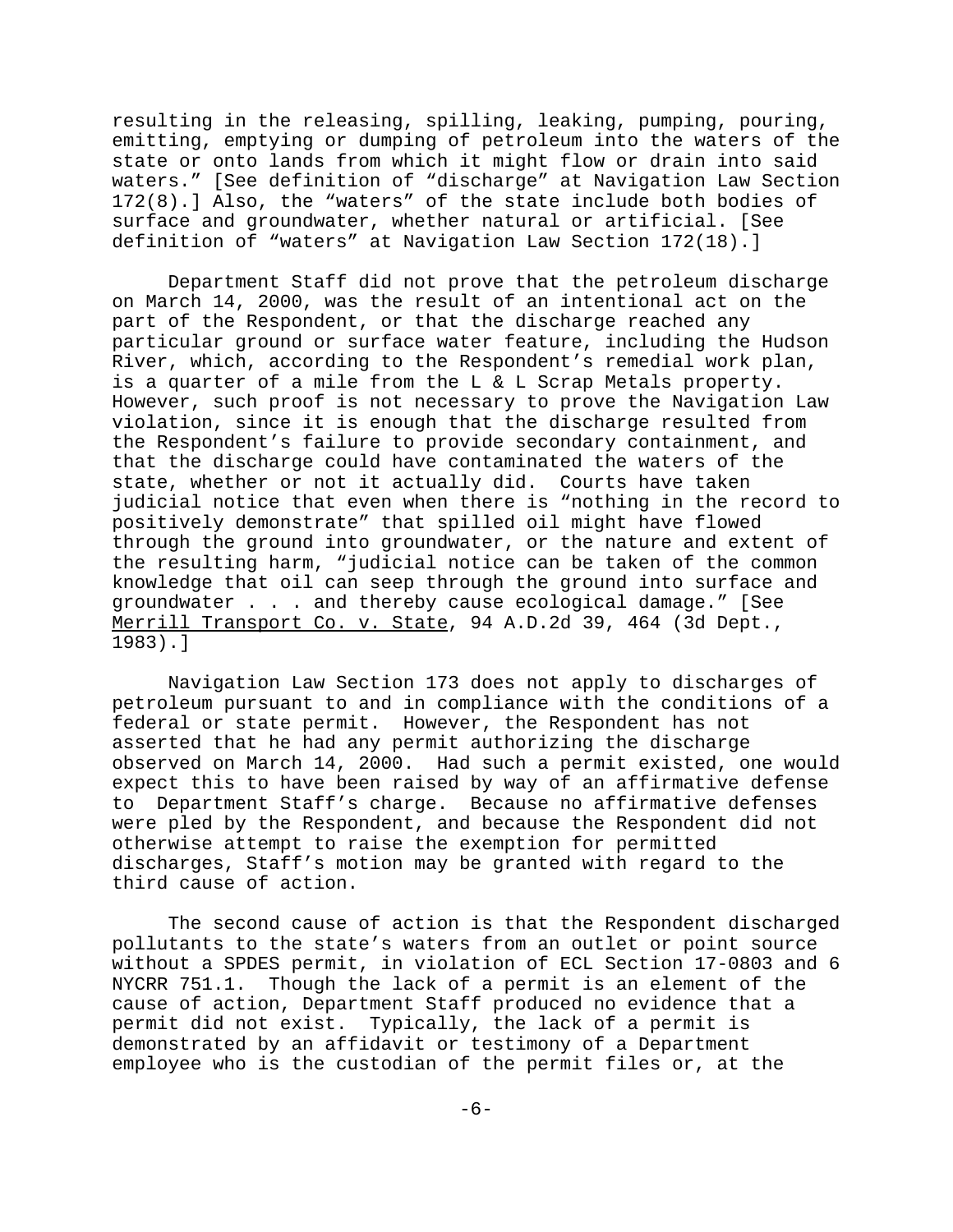resulting in the releasing, spilling, leaking, pumping, pouring, emitting, emptying or dumping of petroleum into the waters of the state or onto lands from which it might flow or drain into said waters." [See definition of "discharge" at Navigation Law Section 172(8).] Also, the "waters" of the state include both bodies of surface and groundwater, whether natural or artificial. [See definition of "waters" at Navigation Law Section 172(18).]

Department Staff did not prove that the petroleum discharge on March 14, 2000, was the result of an intentional act on the part of the Respondent, or that the discharge reached any particular ground or surface water feature, including the Hudson River, which, according to the Respondent's remedial work plan, is a quarter of a mile from the L & L Scrap Metals property. However, such proof is not necessary to prove the Navigation Law violation, since it is enough that the discharge resulted from the Respondent's failure to provide secondary containment, and that the discharge could have contaminated the waters of the state, whether or not it actually did. Courts have taken judicial notice that even when there is "nothing in the record to positively demonstrate" that spilled oil might have flowed through the ground into groundwater, or the nature and extent of the resulting harm, "judicial notice can be taken of the common knowledge that oil can seep through the ground into surface and groundwater . . . and thereby cause ecological damage." [See Merrill Transport Co. v. State, 94 A.D.2d 39, 464 (3d Dept., 1983).]

Navigation Law Section 173 does not apply to discharges of petroleum pursuant to and in compliance with the conditions of a federal or state permit. However, the Respondent has not asserted that he had any permit authorizing the discharge observed on March 14, 2000. Had such a permit existed, one would expect this to have been raised by way of an affirmative defense to Department Staff's charge. Because no affirmative defenses were pled by the Respondent, and because the Respondent did not otherwise attempt to raise the exemption for permitted discharges, Staff's motion may be granted with regard to the third cause of action.

The second cause of action is that the Respondent discharged pollutants to the state's waters from an outlet or point source without a SPDES permit, in violation of ECL Section 17-0803 and 6 NYCRR 751.1. Though the lack of a permit is an element of the cause of action, Department Staff produced no evidence that a permit did not exist. Typically, the lack of a permit is demonstrated by an affidavit or testimony of a Department employee who is the custodian of the permit files or, at the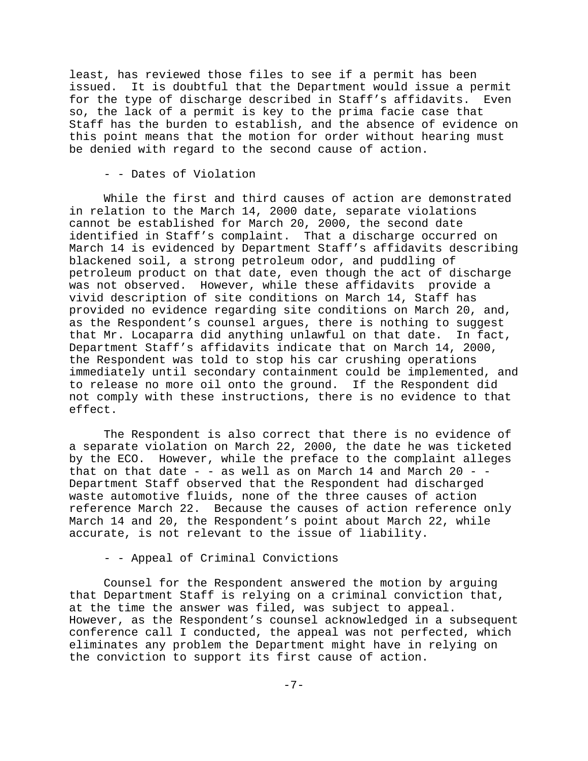least, has reviewed those files to see if a permit has been issued. It is doubtful that the Department would issue a permit for the type of discharge described in Staff's affidavits. Even so, the lack of a permit is key to the prima facie case that Staff has the burden to establish, and the absence of evidence on this point means that the motion for order without hearing must be denied with regard to the second cause of action.

- - Dates of Violation

While the first and third causes of action are demonstrated in relation to the March 14, 2000 date, separate violations cannot be established for March 20, 2000, the second date identified in Staff's complaint. That a discharge occurred on March 14 is evidenced by Department Staff's affidavits describing blackened soil, a strong petroleum odor, and puddling of petroleum product on that date, even though the act of discharge was not observed. However, while these affidavits provide a vivid description of site conditions on March 14, Staff has provided no evidence regarding site conditions on March 20, and, as the Respondent's counsel argues, there is nothing to suggest that Mr. Locaparra did anything unlawful on that date. In fact, Department Staff's affidavits indicate that on March 14, 2000, the Respondent was told to stop his car crushing operations immediately until secondary containment could be implemented, and to release no more oil onto the ground. If the Respondent did not comply with these instructions, there is no evidence to that effect.

The Respondent is also correct that there is no evidence of a separate violation on March 22, 2000, the date he was ticketed by the ECO. However, while the preface to the complaint alleges that on that date - - as well as on March 14 and March 20 - - Department Staff observed that the Respondent had discharged waste automotive fluids, none of the three causes of action reference March 22. Because the causes of action reference only March 14 and 20, the Respondent's point about March 22, while accurate, is not relevant to the issue of liability.

- - Appeal of Criminal Convictions

Counsel for the Respondent answered the motion by arguing that Department Staff is relying on a criminal conviction that, at the time the answer was filed, was subject to appeal. However, as the Respondent's counsel acknowledged in a subsequent conference call I conducted, the appeal was not perfected, which eliminates any problem the Department might have in relying on the conviction to support its first cause of action.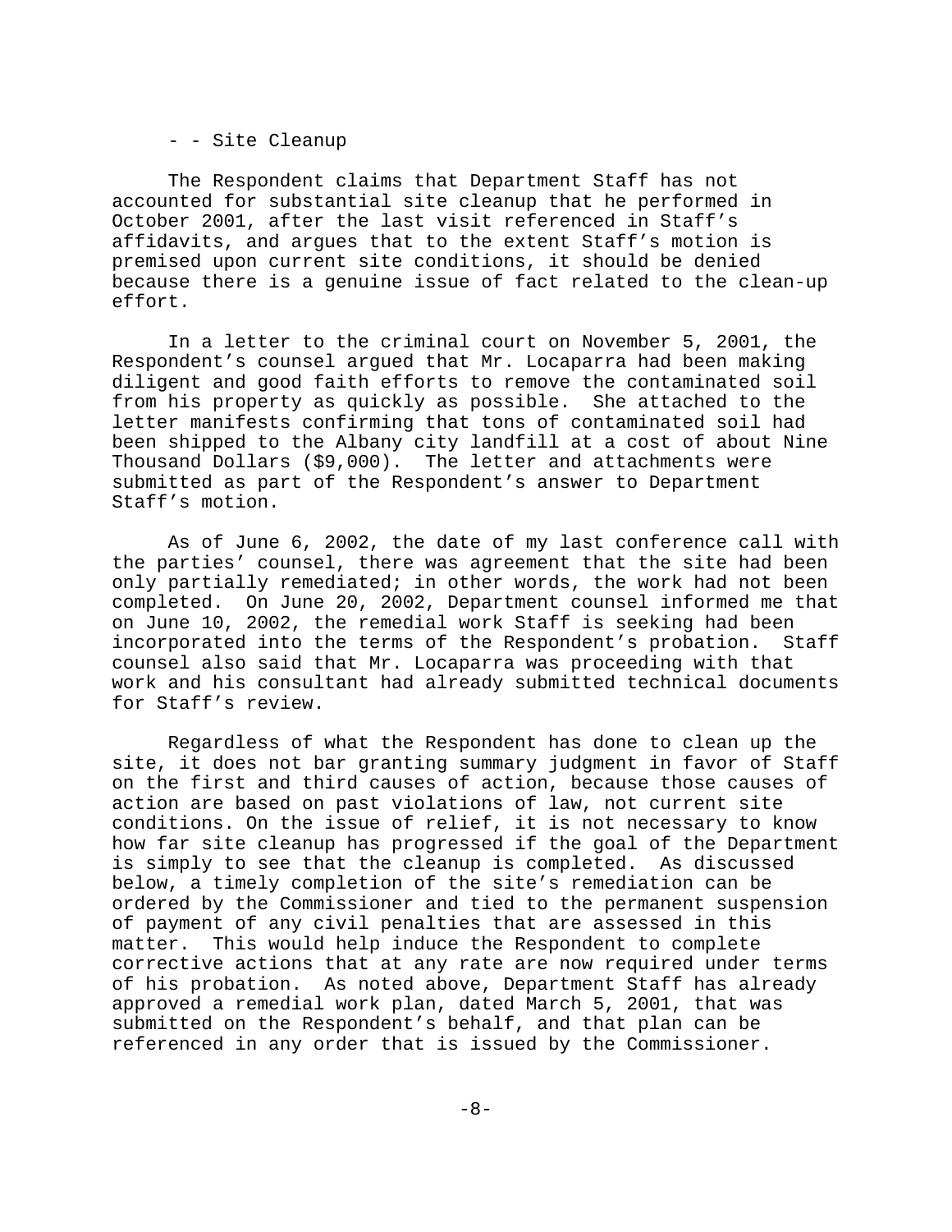- - Site Cleanup

The Respondent claims that Department Staff has not accounted for substantial site cleanup that he performed in October 2001, after the last visit referenced in Staff's affidavits, and argues that to the extent Staff's motion is premised upon current site conditions, it should be denied because there is a genuine issue of fact related to the clean-up effort.

In a letter to the criminal court on November 5, 2001, the Respondent's counsel argued that Mr. Locaparra had been making diligent and good faith efforts to remove the contaminated soil from his property as quickly as possible. She attached to the letter manifests confirming that tons of contaminated soil had been shipped to the Albany city landfill at a cost of about Nine Thousand Dollars ($9,000). The letter and attachments were submitted as part of the Respondent's answer to Department Staff's motion.

As of June 6, 2002, the date of my last conference call with the parties' counsel, there was agreement that the site had been only partially remediated; in other words, the work had not been completed. On June 20, 2002, Department counsel informed me that on June 10, 2002, the remedial work Staff is seeking had been incorporated into the terms of the Respondent's probation. Staff counsel also said that Mr. Locaparra was proceeding with that work and his consultant had already submitted technical documents for Staff's review.

Regardless of what the Respondent has done to clean up the site, it does not bar granting summary judgment in favor of Staff on the first and third causes of action, because those causes of action are based on past violations of law, not current site conditions. On the issue of relief, it is not necessary to know how far site cleanup has progressed if the goal of the Department is simply to see that the cleanup is completed. As discussed below, a timely completion of the site's remediation can be ordered by the Commissioner and tied to the permanent suspension of payment of any civil penalties that are assessed in this matter. This would help induce the Respondent to complete corrective actions that at any rate are now required under terms of his probation. As noted above, Department Staff has already approved a remedial work plan, dated March 5, 2001, that was submitted on the Respondent's behalf, and that plan can be referenced in any order that is issued by the Commissioner.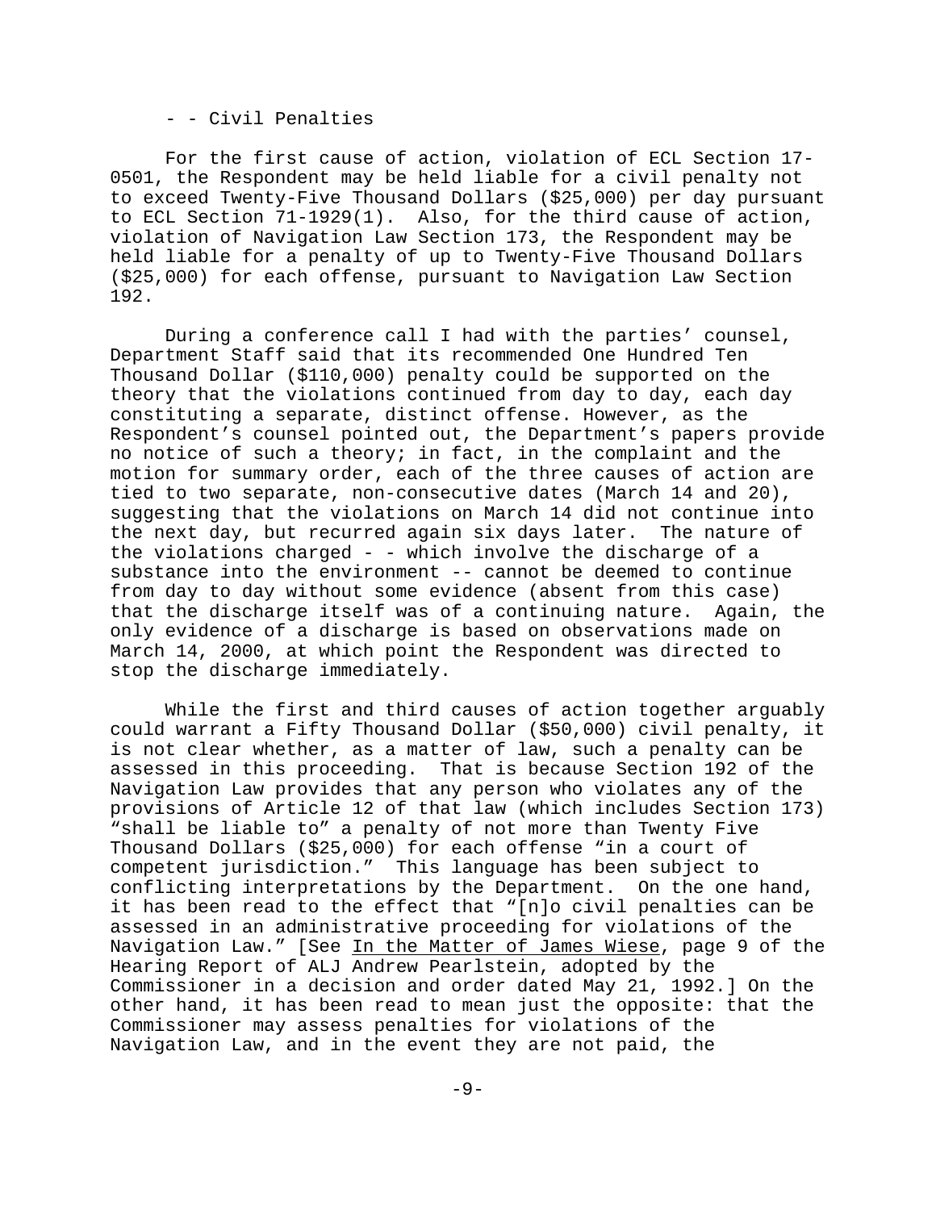- - Civil Penalties

For the first cause of action, violation of ECL Section 17-0501, the Respondent may be held liable for a civil penalty not to exceed Twenty-Five Thousand Dollars ($25,000) per day pursuant to ECL Section 71-1929(1). Also, for the third cause of action, violation of Navigation Law Section 173, the Respondent may be held liable for a penalty of up to Twenty-Five Thousand Dollars ($25,000) for each offense, pursuant to Navigation Law Section 192.

During a conference call I had with the parties' counsel, Department Staff said that its recommended One Hundred Ten Thousand Dollar ($110,000) penalty could be supported on the theory that the violations continued from day to day, each day constituting a separate, distinct offense. However, as the Respondent's counsel pointed out, the Department's papers provide no notice of such a theory; in fact, in the complaint and the motion for summary order, each of the three causes of action are tied to two separate, non-consecutive dates (March 14 and 20), suggesting that the violations on March 14 did not continue into the next day, but recurred again six days later. The nature of the violations charged - - which involve the discharge of a substance into the environment -- cannot be deemed to continue from day to day without some evidence (absent from this case) that the discharge itself was of a continuing nature. Again, the only evidence of a discharge is based on observations made on March 14, 2000, at which point the Respondent was directed to stop the discharge immediately.

While the first and third causes of action together arguably could warrant a Fifty Thousand Dollar ($50,000) civil penalty, it is not clear whether, as a matter of law, such a penalty can be assessed in this proceeding. That is because Section 192 of the Navigation Law provides that any person who violates any of the provisions of Article 12 of that law (which includes Section 173) "shall be liable to" a penalty of not more than Twenty Five Thousand Dollars ($25,000) for each offense "in a court of competent jurisdiction." This language has been subject to conflicting interpretations by the Department. On the one hand, it has been read to the effect that "[n]o civil penalties can be assessed in an administrative proceeding for violations of the Navigation Law." [See In the Matter of James Wiese, page 9 of the Hearing Report of ALJ Andrew Pearlstein, adopted by the Commissioner in a decision and order dated May 21, 1992.] On the other hand, it has been read to mean just the opposite: that the Commissioner may assess penalties for violations of the Navigation Law, and in the event they are not paid, the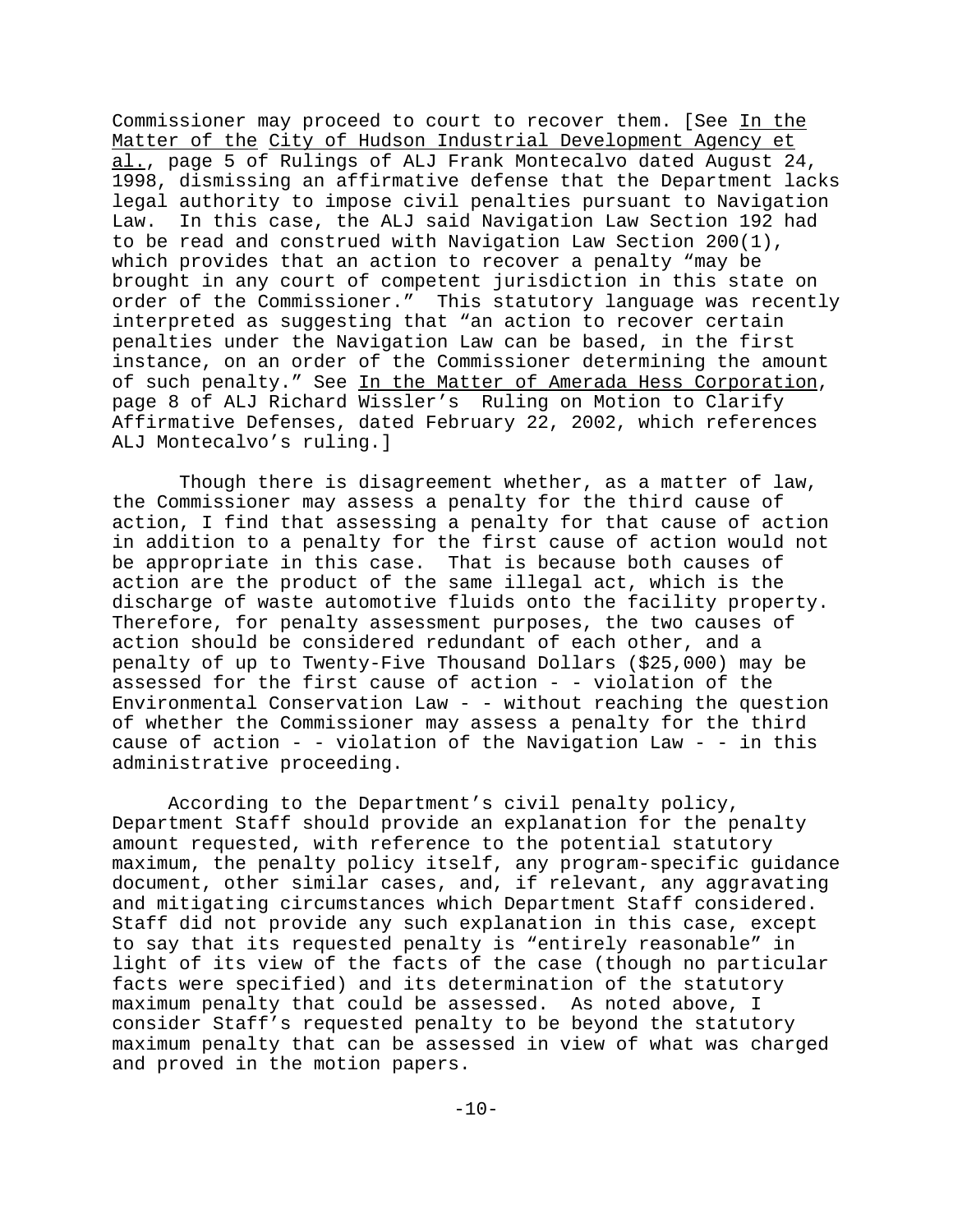Commissioner may proceed to court to recover them. [See In the Matter of the City of Hudson Industrial Development Agency et al., page 5 of Rulings of ALJ Frank Montecalvo dated August 24, 1998, dismissing an affirmative defense that the Department lacks legal authority to impose civil penalties pursuant to Navigation Law. In this case, the ALJ said Navigation Law Section 192 had to be read and construed with Navigation Law Section 200(1), which provides that an action to recover a penalty "may be brought in any court of competent jurisdiction in this state on order of the Commissioner." This statutory language was recently interpreted as suggesting that "an action to recover certain penalties under the Navigation Law can be based, in the first instance, on an order of the Commissioner determining the amount of such penalty." See In the Matter of Amerada Hess Corporation, page 8 of ALJ Richard Wissler's Ruling on Motion to Clarify Affirmative Defenses, dated February 22, 2002, which references ALJ Montecalvo's ruling.]

Though there is disagreement whether, as a matter of law, the Commissioner may assess a penalty for the third cause of action, I find that assessing a penalty for that cause of action in addition to a penalty for the first cause of action would not be appropriate in this case. That is because both causes of action are the product of the same illegal act, which is the discharge of waste automotive fluids onto the facility property. Therefore, for penalty assessment purposes, the two causes of action should be considered redundant of each other, and a penalty of up to Twenty-Five Thousand Dollars ($25,000) may be assessed for the first cause of action - - violation of the Environmental Conservation Law - - without reaching the question of whether the Commissioner may assess a penalty for the third cause of action - - violation of the Navigation Law - - in this administrative proceeding.

According to the Department's civil penalty policy, Department Staff should provide an explanation for the penalty amount requested, with reference to the potential statutory maximum, the penalty policy itself, any program-specific guidance document, other similar cases, and, if relevant, any aggravating and mitigating circumstances which Department Staff considered. Staff did not provide any such explanation in this case, except to say that its requested penalty is "entirely reasonable" in light of its view of the facts of the case (though no particular facts were specified) and its determination of the statutory maximum penalty that could be assessed. As noted above, I consider Staff's requested penalty to be beyond the statutory maximum penalty that can be assessed in view of what was charged and proved in the motion papers.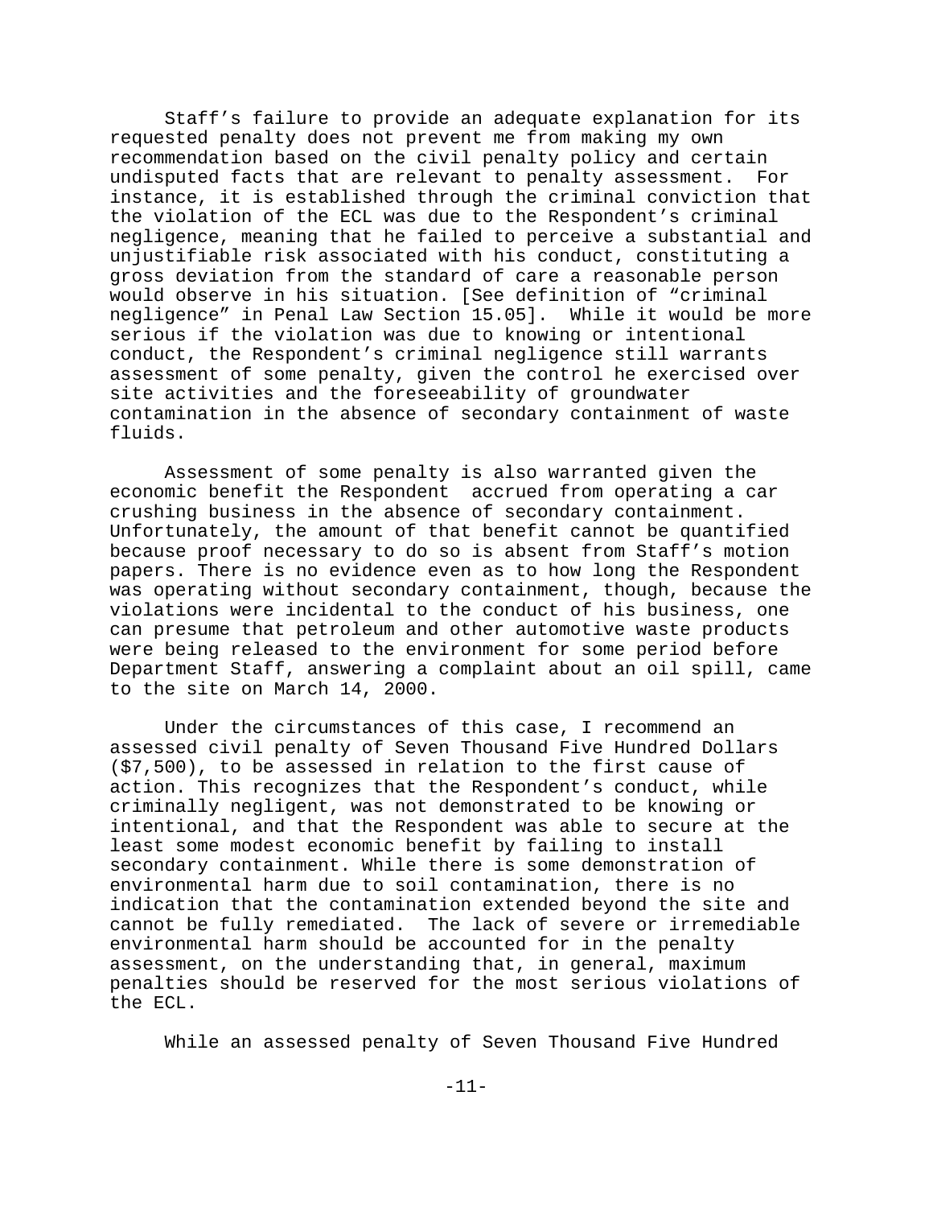Staff's failure to provide an adequate explanation for its requested penalty does not prevent me from making my own recommendation based on the civil penalty policy and certain undisputed facts that are relevant to penalty assessment. For instance, it is established through the criminal conviction that the violation of the ECL was due to the Respondent's criminal negligence, meaning that he failed to perceive a substantial and unjustifiable risk associated with his conduct, constituting a gross deviation from the standard of care a reasonable person would observe in his situation. [See definition of "criminal negligence" in Penal Law Section 15.05]. While it would be more serious if the violation was due to knowing or intentional conduct, the Respondent's criminal negligence still warrants assessment of some penalty, given the control he exercised over site activities and the foreseeability of groundwater contamination in the absence of secondary containment of waste fluids.

Assessment of some penalty is also warranted given the economic benefit the Respondent accrued from operating a car crushing business in the absence of secondary containment. Unfortunately, the amount of that benefit cannot be quantified because proof necessary to do so is absent from Staff's motion papers. There is no evidence even as to how long the Respondent was operating without secondary containment, though, because the violations were incidental to the conduct of his business, one can presume that petroleum and other automotive waste products were being released to the environment for some period before Department Staff, answering a complaint about an oil spill, came to the site on March 14, 2000.

Under the circumstances of this case, I recommend an assessed civil penalty of Seven Thousand Five Hundred Dollars ($7,500), to be assessed in relation to the first cause of action. This recognizes that the Respondent's conduct, while criminally negligent, was not demonstrated to be knowing or intentional, and that the Respondent was able to secure at the least some modest economic benefit by failing to install secondary containment. While there is some demonstration of environmental harm due to soil contamination, there is no indication that the contamination extended beyond the site and cannot be fully remediated. The lack of severe or irremediable environmental harm should be accounted for in the penalty assessment, on the understanding that, in general, maximum penalties should be reserved for the most serious violations of the ECL.

While an assessed penalty of Seven Thousand Five Hundred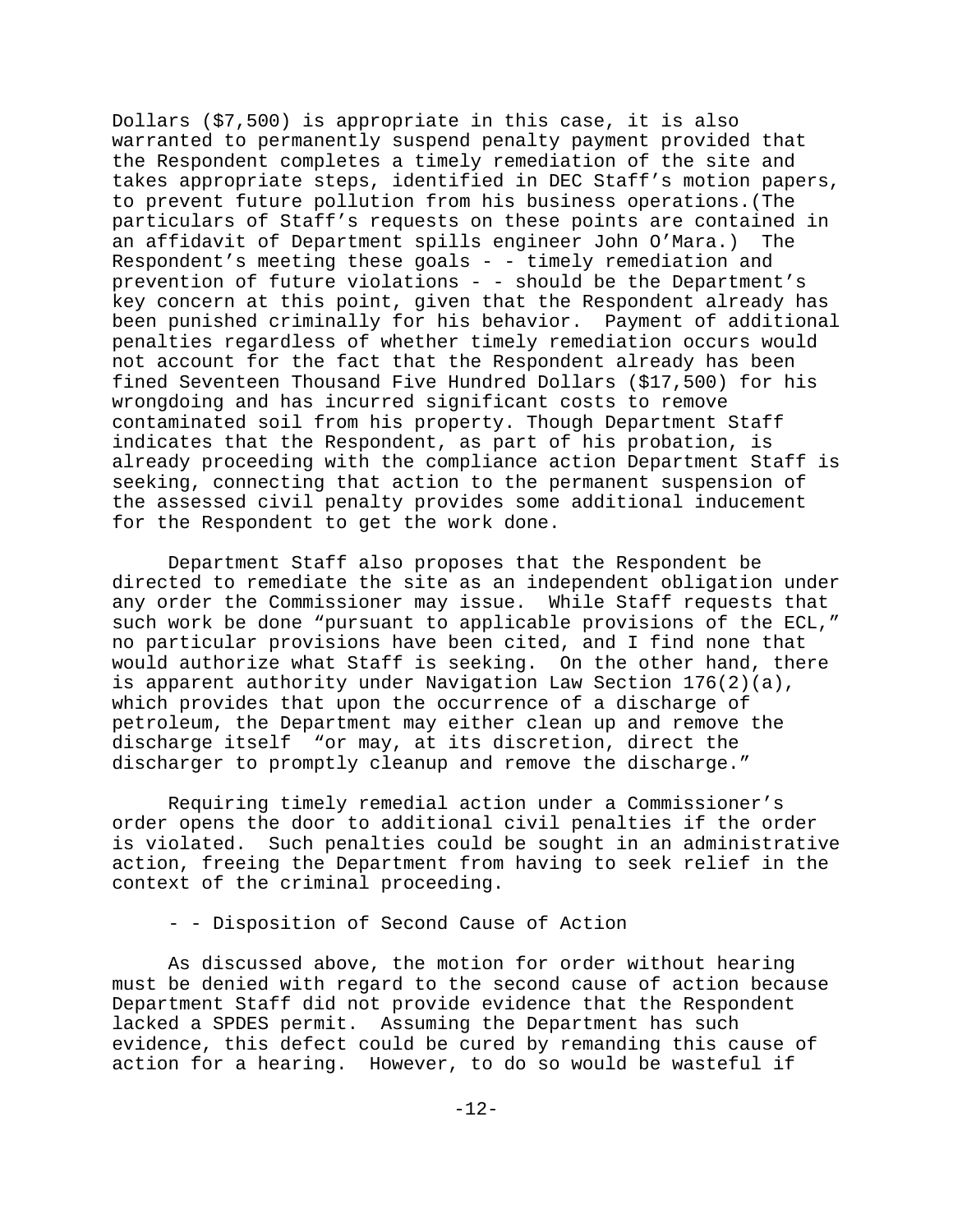Dollars ($7,500) is appropriate in this case, it is also warranted to permanently suspend penalty payment provided that the Respondent completes a timely remediation of the site and takes appropriate steps, identified in DEC Staff's motion papers, to prevent future pollution from his business operations.(The particulars of Staff's requests on these points are contained in an affidavit of Department spills engineer John O'Mara.) The Respondent's meeting these goals - - timely remediation and prevention of future violations - - should be the Department's key concern at this point, given that the Respondent already has been punished criminally for his behavior. Payment of additional penalties regardless of whether timely remediation occurs would not account for the fact that the Respondent already has been fined Seventeen Thousand Five Hundred Dollars ($17,500) for his wrongdoing and has incurred significant costs to remove contaminated soil from his property. Though Department Staff indicates that the Respondent, as part of his probation, is already proceeding with the compliance action Department Staff is seeking, connecting that action to the permanent suspension of the assessed civil penalty provides some additional inducement for the Respondent to get the work done.

Department Staff also proposes that the Respondent be directed to remediate the site as an independent obligation under any order the Commissioner may issue. While Staff requests that such work be done "pursuant to applicable provisions of the ECL," no particular provisions have been cited, and I find none that would authorize what Staff is seeking. On the other hand, there is apparent authority under Navigation Law Section 176(2)(a), which provides that upon the occurrence of a discharge of petroleum, the Department may either clean up and remove the discharge itself "or may, at its discretion, direct the discharger to promptly cleanup and remove the discharge."

Requiring timely remedial action under a Commissioner's order opens the door to additional civil penalties if the order is violated. Such penalties could be sought in an administrative action, freeing the Department from having to seek relief in the context of the criminal proceeding.

- - Disposition of Second Cause of Action

As discussed above, the motion for order without hearing must be denied with regard to the second cause of action because Department Staff did not provide evidence that the Respondent lacked a SPDES permit. Assuming the Department has such evidence, this defect could be cured by remanding this cause of action for a hearing. However, to do so would be wasteful if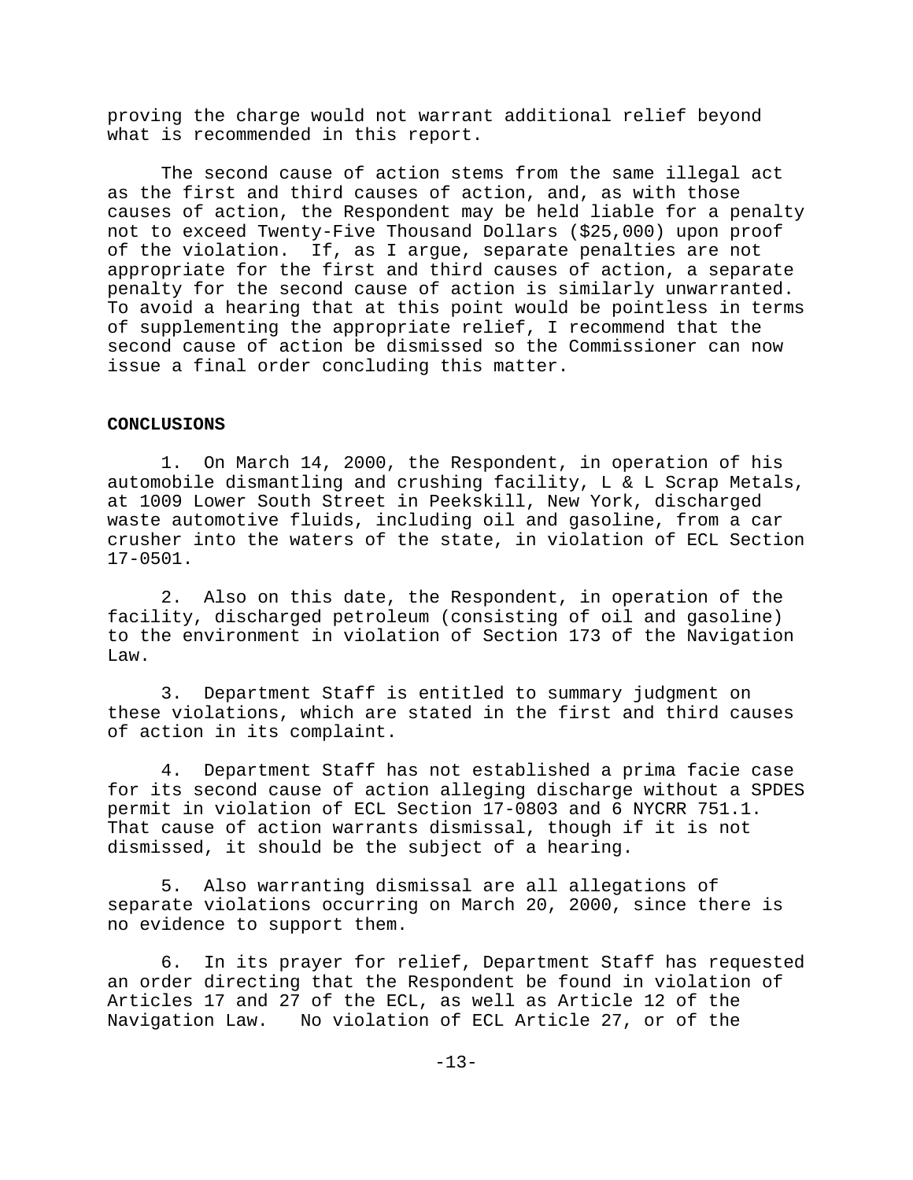proving the charge would not warrant additional relief beyond what is recommended in this report.

The second cause of action stems from the same illegal act as the first and third causes of action, and, as with those causes of action, the Respondent may be held liable for a penalty not to exceed Twenty-Five Thousand Dollars ($25,000) upon proof of the violation. If, as I argue, separate penalties are not appropriate for the first and third causes of action, a separate penalty for the second cause of action is similarly unwarranted. To avoid a hearing that at this point would be pointless in terms of supplementing the appropriate relief, I recommend that the second cause of action be dismissed so the Commissioner can now issue a final order concluding this matter.

**CONCLUSIONS**

1. On March 14, 2000, the Respondent, in operation of his automobile dismantling and crushing facility, L & L Scrap Metals, at 1009 Lower South Street in Peekskill, New York, discharged waste automotive fluids, including oil and gasoline, from a car crusher into the waters of the state, in violation of ECL Section 17-0501.

2. Also on this date, the Respondent, in operation of the facility, discharged petroleum (consisting of oil and gasoline) to the environment in violation of Section 173 of the Navigation Law.

3. Department Staff is entitled to summary judgment on these violations, which are stated in the first and third causes of action in its complaint.

4. Department Staff has not established a prima facie case for its second cause of action alleging discharge without a SPDES permit in violation of ECL Section 17-0803 and 6 NYCRR 751.1. That cause of action warrants dismissal, though if it is not dismissed, it should be the subject of a hearing.

5. Also warranting dismissal are all allegations of separate violations occurring on March 20, 2000, since there is no evidence to support them.

6. In its prayer for relief, Department Staff has requested an order directing that the Respondent be found in violation of Articles 17 and 27 of the ECL, as well as Article 12 of the Navigation Law. No violation of ECL Article 27, or of the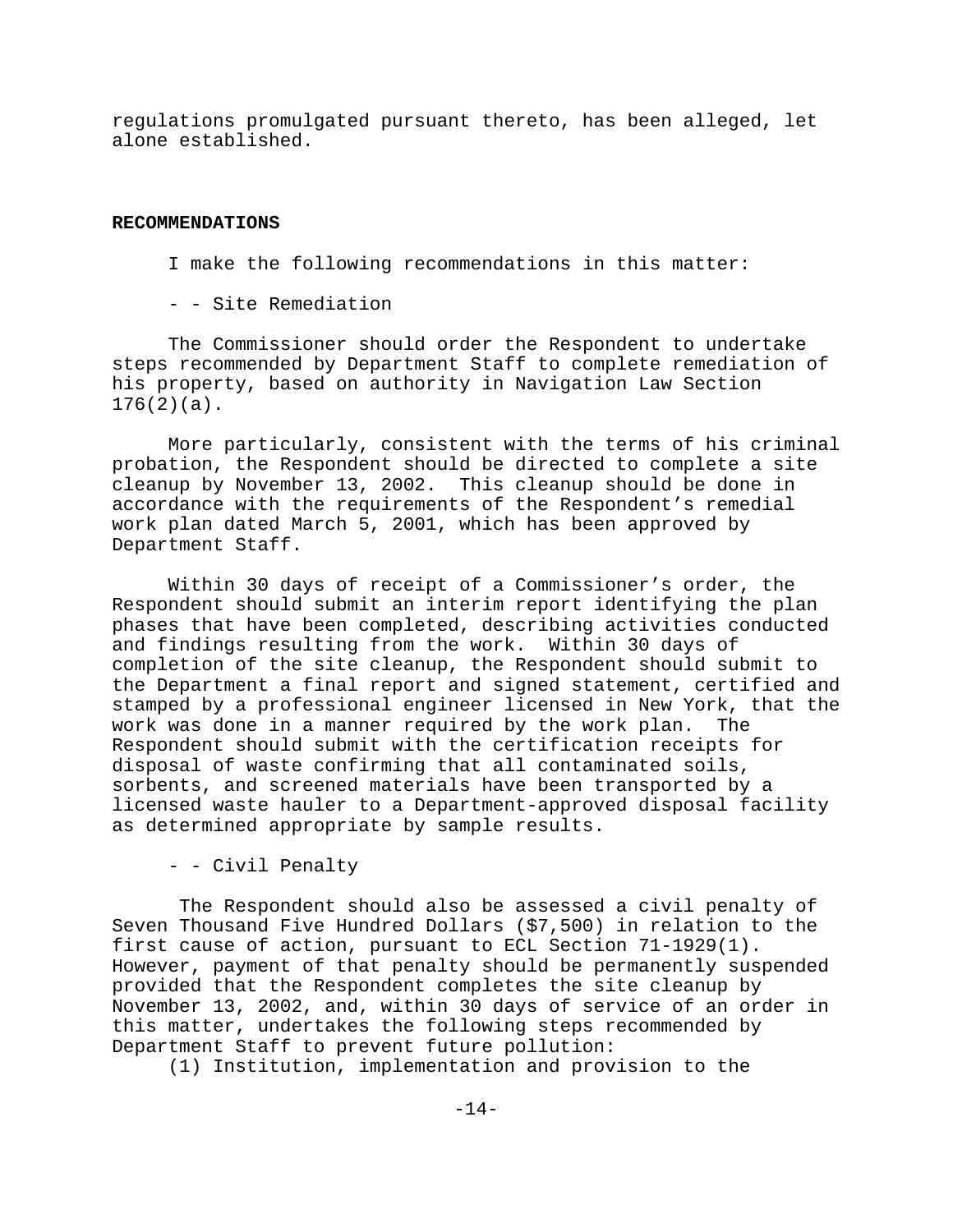regulations promulgated pursuant thereto, has been alleged, let alone established.

**RECOMMENDATIONS**

I make the following recommendations in this matter:

- - Site Remediation

The Commissioner should order the Respondent to undertake steps recommended by Department Staff to complete remediation of his property, based on authority in Navigation Law Section 176(2)(a).

More particularly, consistent with the terms of his criminal probation, the Respondent should be directed to complete a site cleanup by November 13, 2002. This cleanup should be done in accordance with the requirements of the Respondent's remedial work plan dated March 5, 2001, which has been approved by Department Staff.

Within 30 days of receipt of a Commissioner's order, the Respondent should submit an interim report identifying the plan phases that have been completed, describing activities conducted and findings resulting from the work. Within 30 days of completion of the site cleanup, the Respondent should submit to the Department a final report and signed statement, certified and stamped by a professional engineer licensed in New York, that the work was done in a manner required by the work plan. The Respondent should submit with the certification receipts for disposal of waste confirming that all contaminated soils, sorbents, and screened materials have been transported by a licensed waste hauler to a Department-approved disposal facility as determined appropriate by sample results.

- - Civil Penalty

The Respondent should also be assessed a civil penalty of Seven Thousand Five Hundred Dollars ($7,500) in relation to the first cause of action, pursuant to ECL Section 71-1929(1). However, payment of that penalty should be permanently suspended provided that the Respondent completes the site cleanup by November 13, 2002, and, within 30 days of service of an order in this matter, undertakes the following steps recommended by Department Staff to prevent future pollution:

(1) Institution, implementation and provision to the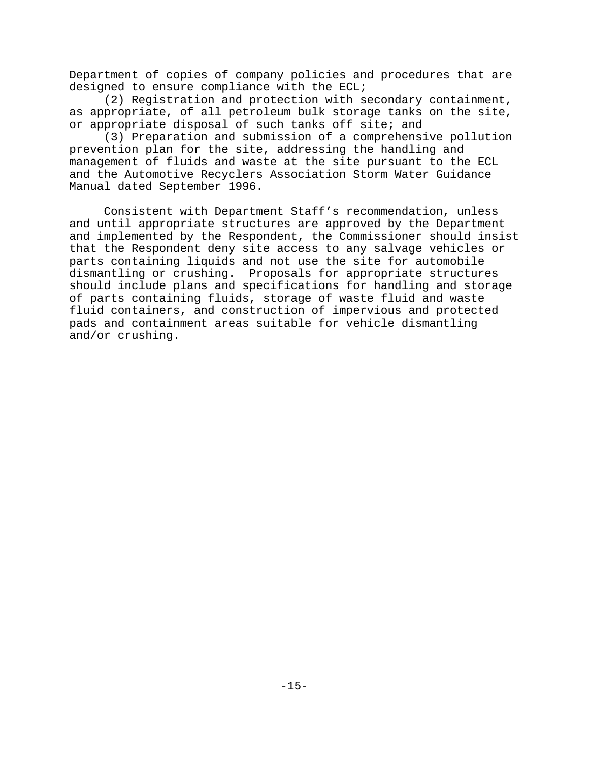Department of copies of company policies and procedures that are designed to ensure compliance with the ECL;

(2) Registration and protection with secondary containment, as appropriate, of all petroleum bulk storage tanks on the site, or appropriate disposal of such tanks off site; and

(3) Preparation and submission of a comprehensive pollution prevention plan for the site, addressing the handling and management of fluids and waste at the site pursuant to the ECL and the Automotive Recyclers Association Storm Water Guidance Manual dated September 1996.

Consistent with Department Staff's recommendation, unless and until appropriate structures are approved by the Department and implemented by the Respondent, the Commissioner should insist that the Respondent deny site access to any salvage vehicles or parts containing liquids and not use the site for automobile dismantling or crushing. Proposals for appropriate structures should include plans and specifications for handling and storage of parts containing fluids, storage of waste fluid and waste fluid containers, and construction of impervious and protected pads and containment areas suitable for vehicle dismantling and/or crushing.